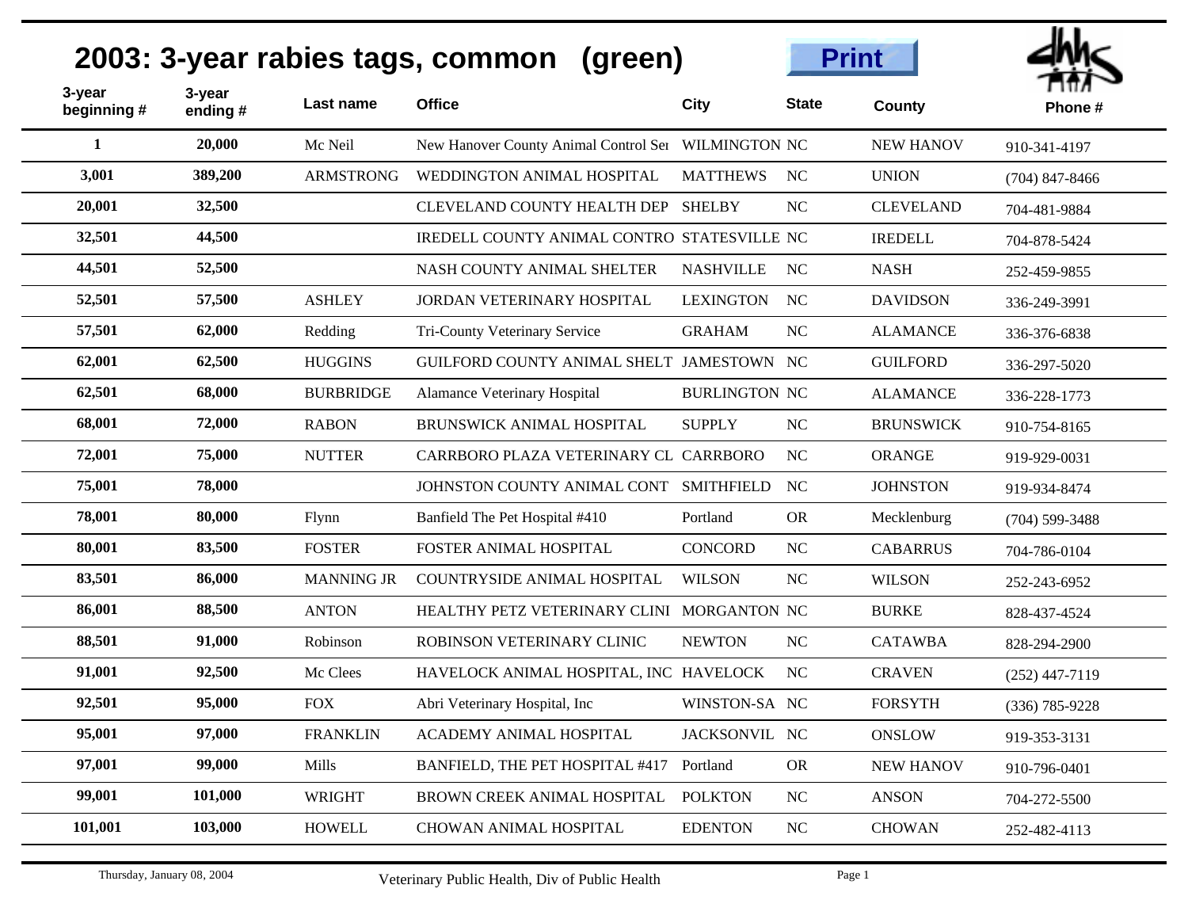# 2003: 3-year rabies tags, common (green)

| 3-year beginning # | 3-year ending # | Last name | Office | City | State | County | Phone # |
|---|---|---|---|---|---|---|---|
| 1 | 20,000 | Mc Neil | New Hanover County Animal Control Ser | WILMINGTON | NC | NEW HANOV | 910-341-4197 |
| 3,001 | 389,200 | ARMSTRONG | WEDDINGTON ANIMAL HOSPITAL | MATTHEWS | NC | UNION | (704) 847-8466 |
| 20,001 | 32,500 | | CLEVELAND COUNTY HEALTH DEP | SHELBY | NC | CLEVELAND | 704-481-9884 |
| 32,501 | 44,500 | | IREDELL COUNTY ANIMAL CONTRO | STATESVILLE | NC | IREDELL | 704-878-5424 |
| 44,501 | 52,500 | | NASH COUNTY ANIMAL SHELTER | NASHVILLE | NC | NASH | 252-459-9855 |
| 52,501 | 57,500 | ASHLEY | JORDAN VETERINARY HOSPITAL | LEXINGTON | NC | DAVIDSON | 336-249-3991 |
| 57,501 | 62,000 | Redding | Tri-County Veterinary Service | GRAHAM | NC | ALAMANCE | 336-376-6838 |
| 62,001 | 62,500 | HUGGINS | GUILFORD COUNTY ANIMAL SHELT | JAMESTOWN | NC | GUILFORD | 336-297-5020 |
| 62,501 | 68,000 | BURBRIDGE | Alamance Veterinary Hospital | BURLINGTON | NC | ALAMANCE | 336-228-1773 |
| 68,001 | 72,000 | RABON | BRUNSWICK ANIMAL HOSPITAL | SUPPLY | NC | BRUNSWICK | 910-754-8165 |
| 72,001 | 75,000 | NUTTER | CARRBORO PLAZA VETERINARY CL | CARRBORO | NC | ORANGE | 919-929-0031 |
| 75,001 | 78,000 | | JOHNSTON COUNTY ANIMAL CONT | SMITHFIELD | NC | JOHNSTON | 919-934-8474 |
| 78,001 | 80,000 | Flynn | Banfield The Pet Hospital #410 | Portland | OR | Mecklenburg | (704) 599-3488 |
| 80,001 | 83,500 | FOSTER | FOSTER ANIMAL HOSPITAL | CONCORD | NC | CABARRUS | 704-786-0104 |
| 83,501 | 86,000 | MANNING JR | COUNTRYSIDE ANIMAL HOSPITAL | WILSON | NC | WILSON | 252-243-6952 |
| 86,001 | 88,500 | ANTON | HEALTHY PETZ VETERINARY CLINI | MORGANTON | NC | BURKE | 828-437-4524 |
| 88,501 | 91,000 | Robinson | ROBINSON VETERINARY CLINIC | NEWTON | NC | CATAWBA | 828-294-2900 |
| 91,001 | 92,500 | Mc Clees | HAVELOCK ANIMAL HOSPITAL, INC | HAVELOCK | NC | CRAVEN | (252) 447-7119 |
| 92,501 | 95,000 | FOX | Abri Veterinary Hospital, Inc | WINSTON-SA | NC | FORSYTH | (336) 785-9228 |
| 95,001 | 97,000 | FRANKLIN | ACADEMY ANIMAL HOSPITAL | JACKSONVIL | NC | ONSLOW | 919-353-3131 |
| 97,001 | 99,000 | Mills | BANFIELD, THE PET HOSPITAL #417 | Portland | OR | NEW HANOV | 910-796-0401 |
| 99,001 | 101,000 | WRIGHT | BROWN CREEK ANIMAL HOSPITAL | POLKTON | NC | ANSON | 704-272-5500 |
| 101,001 | 103,000 | HOWELL | CHOWAN ANIMAL HOSPITAL | EDENTON | NC | CHOWAN | 252-482-4113 |

Thursday, January 08, 2004 — Veterinary Public Health, Div of Public Health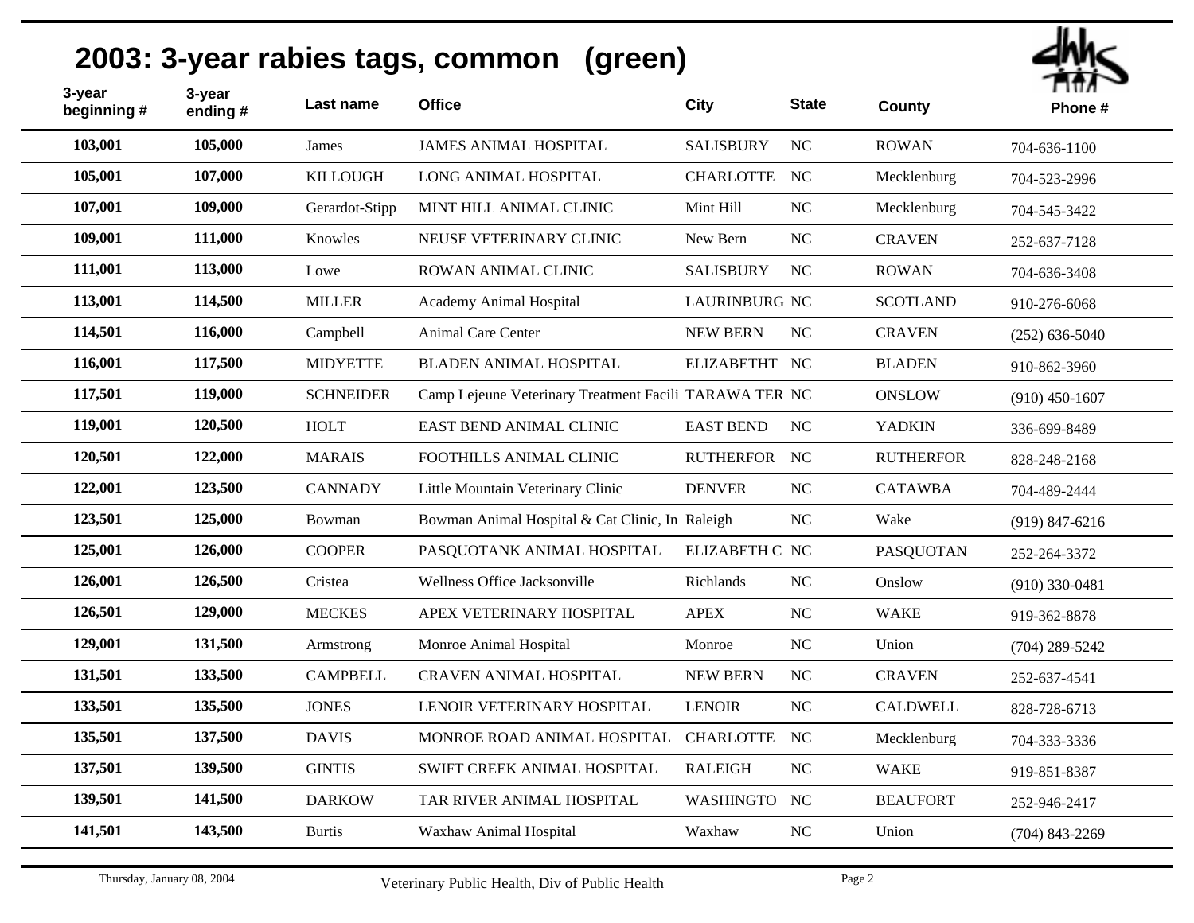# 2003: 3-year rabies tags, common (green)

| 3-year beginning # | 3-year ending # | Last name | Office | City | State | County | Phone # |
|---|---|---|---|---|---|---|---|
| 103,001 | 105,000 | James | JAMES ANIMAL HOSPITAL | SALISBURY | NC | ROWAN | 704-636-1100 |
| 105,001 | 107,000 | KILLOUGH | LONG ANIMAL HOSPITAL | CHARLOTTE | NC | Mecklenburg | 704-523-2996 |
| 107,001 | 109,000 | Gerardot-Stipp | MINT HILL ANIMAL CLINIC | Mint Hill | NC | Mecklenburg | 704-545-3422 |
| 109,001 | 111,000 | Knowles | NEUSE VETERINARY CLINIC | New Bern | NC | CRAVEN | 252-637-7128 |
| 111,001 | 113,000 | Lowe | ROWAN ANIMAL CLINIC | SALISBURY | NC | ROWAN | 704-636-3408 |
| 113,001 | 114,500 | MILLER | Academy Animal Hospital | LAURINBURG | NC | SCOTLAND | 910-276-6068 |
| 114,501 | 116,000 | Campbell | Animal Care Center | NEW BERN | NC | CRAVEN | (252) 636-5040 |
| 116,001 | 117,500 | MIDYETTE | BLADEN ANIMAL HOSPITAL | ELIZABETHT | NC | BLADEN | 910-862-3960 |
| 117,501 | 119,000 | SCHNEIDER | Camp Lejeune Veterinary Treatment Facili | TARAWA TER | NC | ONSLOW | (910) 450-1607 |
| 119,001 | 120,500 | HOLT | EAST BEND ANIMAL CLINIC | EAST BEND | NC | YADKIN | 336-699-8489 |
| 120,501 | 122,000 | MARAIS | FOOTHILLS ANIMAL CLINIC | RUTHERFOR | NC | RUTHERFOR | 828-248-2168 |
| 122,001 | 123,500 | CANNADY | Little Mountain Veterinary Clinic | DENVER | NC | CATAWBA | 704-489-2444 |
| 123,501 | 125,000 | Bowman | Bowman Animal Hospital & Cat Clinic, In | Raleigh | NC | Wake | (919) 847-6216 |
| 125,001 | 126,000 | COOPER | PASQUOTANK ANIMAL HOSPITAL | ELIZABETH C | NC | PASQUOTAN | 252-264-3372 |
| 126,001 | 126,500 | Cristea | Wellness Office Jacksonville | Richlands | NC | Onslow | (910) 330-0481 |
| 126,501 | 129,000 | MECKES | APEX VETERINARY HOSPITAL | APEX | NC | WAKE | 919-362-8878 |
| 129,001 | 131,500 | Armstrong | Monroe Animal Hospital | Monroe | NC | Union | (704) 289-5242 |
| 131,501 | 133,500 | CAMPBELL | CRAVEN ANIMAL HOSPITAL | NEW BERN | NC | CRAVEN | 252-637-4541 |
| 133,501 | 135,500 | JONES | LENOIR VETERINARY HOSPITAL | LENOIR | NC | CALDWELL | 828-728-6713 |
| 135,501 | 137,500 | DAVIS | MONROE ROAD ANIMAL HOSPITAL | CHARLOTTE | NC | Mecklenburg | 704-333-3336 |
| 137,501 | 139,500 | GINTIS | SWIFT CREEK ANIMAL HOSPITAL | RALEIGH | NC | WAKE | 919-851-8387 |
| 139,501 | 141,500 | DARKOW | TAR RIVER ANIMAL HOSPITAL | WASHINGTO | NC | BEAUFORT | 252-946-2417 |
| 141,501 | 143,500 | Burtis | Waxhaw Animal Hospital | Waxhaw | NC | Union | (704) 843-2269 |

Thursday, January 08, 2004 — Veterinary Public Health, Div of Public Health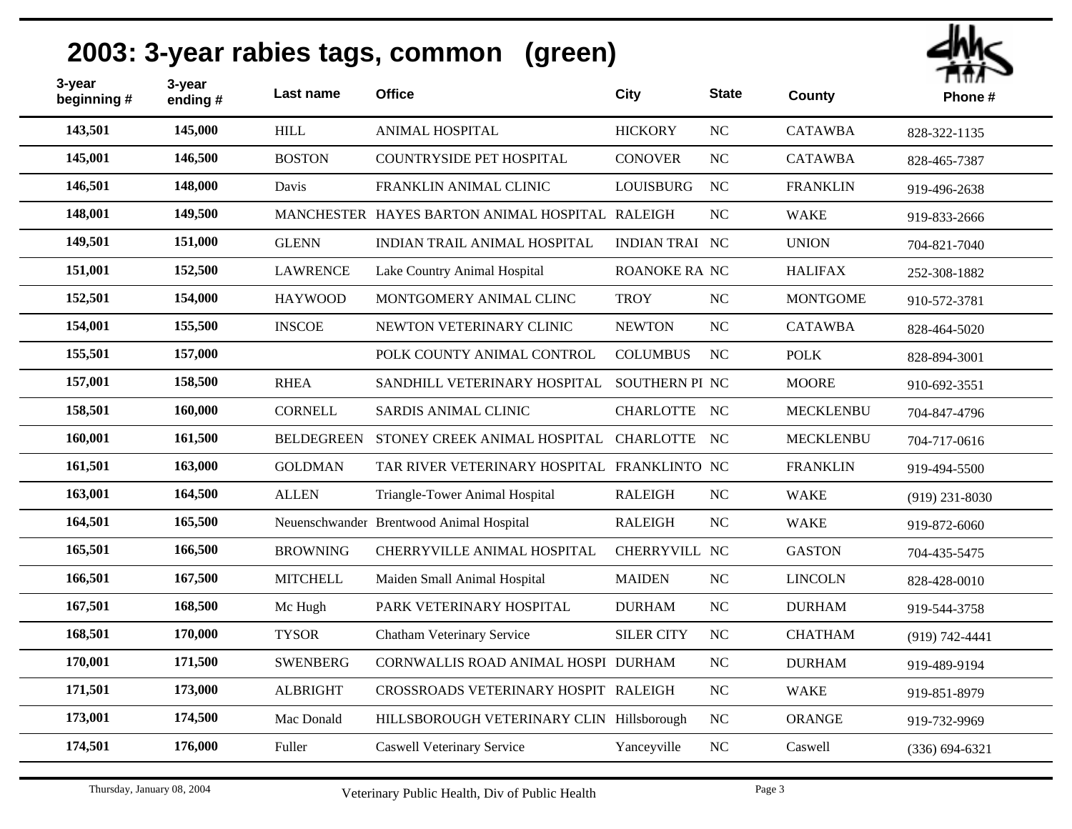# 2003: 3-year rabies tags, common (green)

| 3-year beginning # | 3-year ending # | Last name | Office | City | State | County | Phone # |
|---|---|---|---|---|---|---|---|
| 143,501 | 145,000 | HILL | ANIMAL HOSPITAL | HICKORY | NC | CATAWBA | 828-322-1135 |
| 145,001 | 146,500 | BOSTON | COUNTRYSIDE PET HOSPITAL | CONOVER | NC | CATAWBA | 828-465-7387 |
| 146,501 | 148,000 | Davis | FRANKLIN ANIMAL CLINIC | LOUISBURG | NC | FRANKLIN | 919-496-2638 |
| 148,001 | 149,500 | MANCHESTER | HAYES BARTON ANIMAL HOSPITAL | RALEIGH | NC | WAKE | 919-833-2666 |
| 149,501 | 151,000 | GLENN | INDIAN TRAIL ANIMAL HOSPITAL | INDIAN TRAI | NC | UNION | 704-821-7040 |
| 151,001 | 152,500 | LAWRENCE | Lake Country Animal Hospital | ROANOKE RA | NC | HALIFAX | 252-308-1882 |
| 152,501 | 154,000 | HAYWOOD | MONTGOMERY ANIMAL CLINC | TROY | NC | MONTGOME | 910-572-3781 |
| 154,001 | 155,500 | INSCOE | NEWTON VETERINARY CLINIC | NEWTON | NC | CATAWBA | 828-464-5020 |
| 155,501 | 157,000 | | POLK COUNTY ANIMAL CONTROL | COLUMBUS | NC | POLK | 828-894-3001 |
| 157,001 | 158,500 | RHEA | SANDHILL VETERINARY HOSPITAL | SOUTHERN PI | NC | MOORE | 910-692-3551 |
| 158,501 | 160,000 | CORNELL | SARDIS ANIMAL CLINIC | CHARLOTTE | NC | MECKLENBU | 704-847-4796 |
| 160,001 | 161,500 | BELDEGREEN | STONEY CREEK ANIMAL HOSPITAL | CHARLOTTE | NC | MECKLENBU | 704-717-0616 |
| 161,501 | 163,000 | GOLDMAN | TAR RIVER VETERINARY HOSPITAL | FRANKLINTO | NC | FRANKLIN | 919-494-5500 |
| 163,001 | 164,500 | ALLEN | Triangle-Tower Animal Hospital | RALEIGH | NC | WAKE | (919) 231-8030 |
| 164,501 | 165,500 | Neuenschwander | Brentwood Animal Hospital | RALEIGH | NC | WAKE | 919-872-6060 |
| 165,501 | 166,500 | BROWNING | CHERRYVILLE ANIMAL HOSPITAL | CHERRYVILL | NC | GASTON | 704-435-5475 |
| 166,501 | 167,500 | MITCHELL | Maiden Small Animal Hospital | MAIDEN | NC | LINCOLN | 828-428-0010 |
| 167,501 | 168,500 | Mc Hugh | PARK VETERINARY HOSPITAL | DURHAM | NC | DURHAM | 919-544-3758 |
| 168,501 | 170,000 | TYSOR | Chatham Veterinary Service | SILER CITY | NC | CHATHAM | (919) 742-4441 |
| 170,001 | 171,500 | SWENBERG | CORNWALLIS ROAD ANIMAL HOSPI | DURHAM | NC | DURHAM | 919-489-9194 |
| 171,501 | 173,000 | ALBRIGHT | CROSSROADS VETERINARY HOSPIT | RALEIGH | NC | WAKE | 919-851-8979 |
| 173,001 | 174,500 | Mac Donald | HILLSBOROUGH VETERINARY CLIN | Hillsborough | NC | ORANGE | 919-732-9969 |
| 174,501 | 176,000 | Fuller | Caswell Veterinary Service | Yanceyville | NC | Caswell | (336) 694-6321 |

Thursday, January 08, 2004 — Veterinary Public Health, Div of Public Health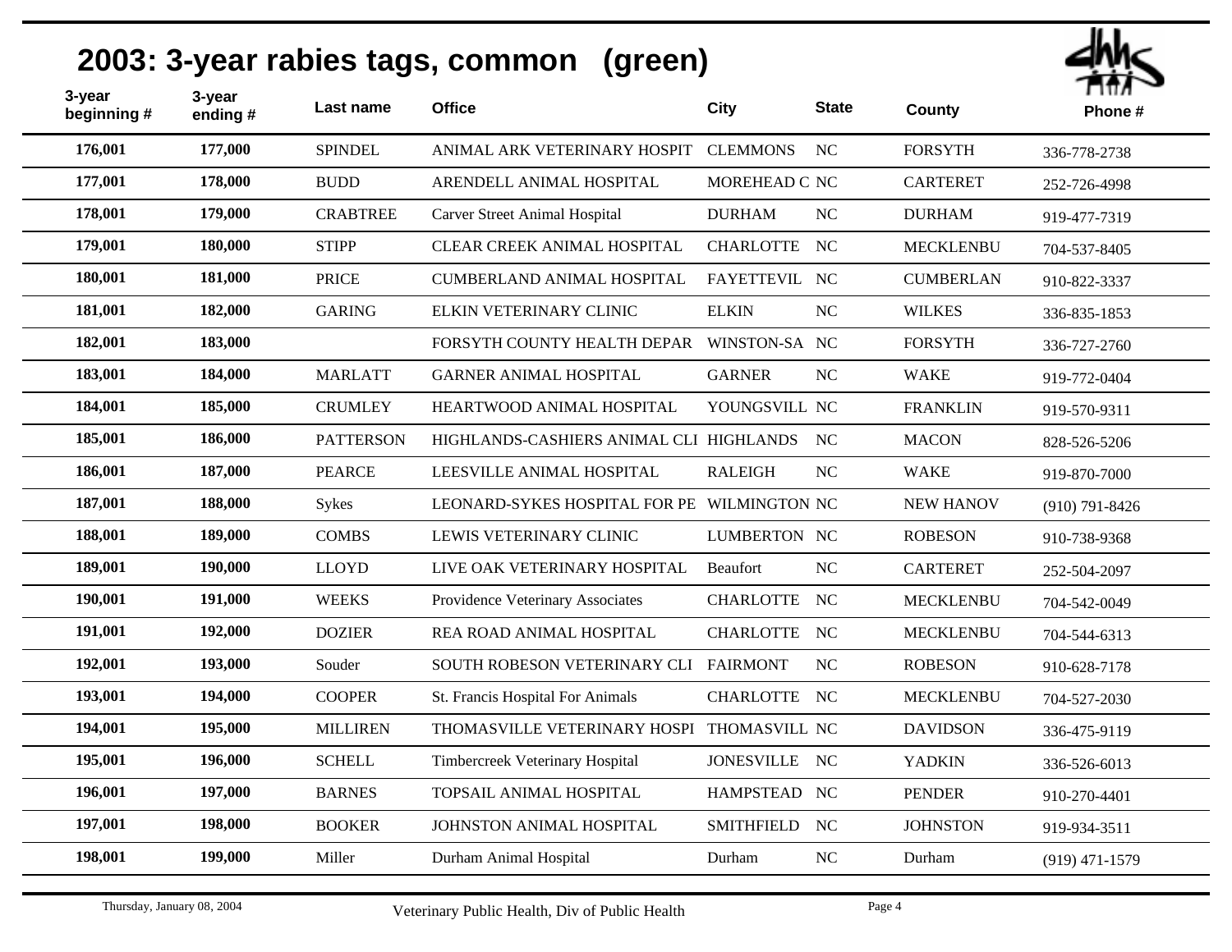# 2003: 3-year rabies tags, common (green)

| 3-year beginning # | 3-year ending # | Last name | Office | City | State | County | Phone # |
|---|---|---|---|---|---|---|---|
| 176,001 | 177,000 | SPINDEL | ANIMAL ARK VETERINARY HOSPIT | CLEMMONS | NC | FORSYTH | 336-778-2738 |
| 177,001 | 178,000 | BUDD | ARENDELL ANIMAL HOSPITAL | MOREHEAD C | NC | CARTERET | 252-726-4998 |
| 178,001 | 179,000 | CRABTREE | Carver Street Animal Hospital | DURHAM | NC | DURHAM | 919-477-7319 |
| 179,001 | 180,000 | STIPP | CLEAR CREEK ANIMAL HOSPITAL | CHARLOTTE | NC | MECKLENBU | 704-537-8405 |
| 180,001 | 181,000 | PRICE | CUMBERLAND ANIMAL HOSPITAL | FAYETTEVIL | NC | CUMBERLAN | 910-822-3337 |
| 181,001 | 182,000 | GARING | ELKIN VETERINARY CLINIC | ELKIN | NC | WILKES | 336-835-1853 |
| 182,001 | 183,000 | | FORSYTH COUNTY HEALTH DEPAR | WINSTON-SA | NC | FORSYTH | 336-727-2760 |
| 183,001 | 184,000 | MARLATT | GARNER ANIMAL HOSPITAL | GARNER | NC | WAKE | 919-772-0404 |
| 184,001 | 185,000 | CRUMLEY | HEARTWOOD ANIMAL HOSPITAL | YOUNGSVILL | NC | FRANKLIN | 919-570-9311 |
| 185,001 | 186,000 | PATTERSON | HIGHLANDS-CASHIERS ANIMAL CLI | HIGHLANDS | NC | MACON | 828-526-5206 |
| 186,001 | 187,000 | PEARCE | LEESVILLE ANIMAL HOSPITAL | RALEIGH | NC | WAKE | 919-870-7000 |
| 187,001 | 188,000 | Sykes | LEONARD-SYKES HOSPITAL FOR PE | WILMINGTON | NC | NEW HANOV | (910) 791-8426 |
| 188,001 | 189,000 | COMBS | LEWIS VETERINARY CLINIC | LUMBERTON | NC | ROBESON | 910-738-9368 |
| 189,001 | 190,000 | LLOYD | LIVE OAK VETERINARY HOSPITAL | Beaufort | NC | CARTERET | 252-504-2097 |
| 190,001 | 191,000 | WEEKS | Providence Veterinary Associates | CHARLOTTE | NC | MECKLENBU | 704-542-0049 |
| 191,001 | 192,000 | DOZIER | REA ROAD ANIMAL HOSPITAL | CHARLOTTE | NC | MECKLENBU | 704-544-6313 |
| 192,001 | 193,000 | Souder | SOUTH ROBESON VETERINARY CLI | FAIRMONT | NC | ROBESON | 910-628-7178 |
| 193,001 | 194,000 | COOPER | St. Francis Hospital For Animals | CHARLOTTE | NC | MECKLENBU | 704-527-2030 |
| 194,001 | 195,000 | MILLIREN | THOMASVILLE VETERINARY HOSPI | THOMASVILL | NC | DAVIDSON | 336-475-9119 |
| 195,001 | 196,000 | SCHELL | Timbercreek Veterinary Hospital | JONESVILLE | NC | YADKIN | 336-526-6013 |
| 196,001 | 197,000 | BARNES | TOPSAIL ANIMAL HOSPITAL | HAMPSTEAD | NC | PENDER | 910-270-4401 |
| 197,001 | 198,000 | BOOKER | JOHNSTON ANIMAL HOSPITAL | SMITHFIELD | NC | JOHNSTON | 919-934-3511 |
| 198,001 | 199,000 | Miller | Durham Animal Hospital | Durham | NC | Durham | (919) 471-1579 |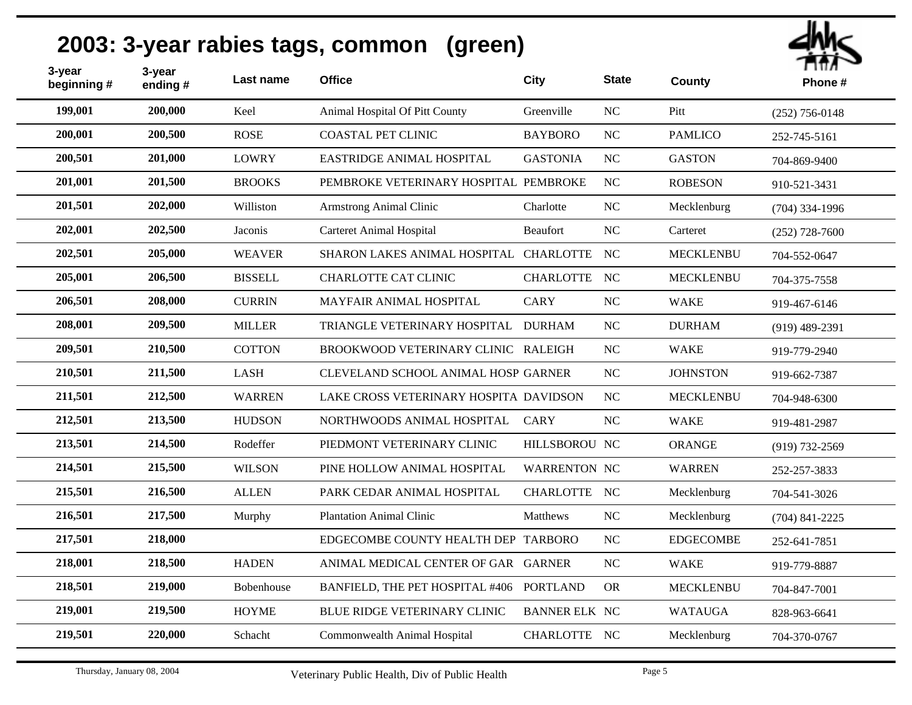# 2003: 3-year rabies tags, common (green)

| 3-year beginning # | 3-year ending # | Last name | Office | City | State | County | Phone # |
|---|---|---|---|---|---|---|---|
| 199,001 | 200,000 | Keel | Animal Hospital Of Pitt County | Greenville | NC | Pitt | (252) 756-0148 |
| 200,001 | 200,500 | ROSE | COASTAL PET CLINIC | BAYBORO | NC | PAMLICO | 252-745-5161 |
| 200,501 | 201,000 | LOWRY | EASTRIDGE ANIMAL HOSPITAL | GASTONIA | NC | GASTON | 704-869-9400 |
| 201,001 | 201,500 | BROOKS | PEMBROKE VETERINARY HOSPITAL | PEMBROKE | NC | ROBESON | 910-521-3431 |
| 201,501 | 202,000 | Williston | Armstrong Animal Clinic | Charlotte | NC | Mecklenburg | (704) 334-1996 |
| 202,001 | 202,500 | Jaconis | Carteret Animal Hospital | Beaufort | NC | Carteret | (252) 728-7600 |
| 202,501 | 205,000 | WEAVER | SHARON LAKES ANIMAL HOSPITAL | CHARLOTTE | NC | MECKLENBU | 704-552-0647 |
| 205,001 | 206,500 | BISSELL | CHARLOTTE CAT CLINIC | CHARLOTTE | NC | MECKLENBU | 704-375-7558 |
| 206,501 | 208,000 | CURRIN | MAYFAIR ANIMAL HOSPITAL | CARY | NC | WAKE | 919-467-6146 |
| 208,001 | 209,500 | MILLER | TRIANGLE VETERINARY HOSPITAL | DURHAM | NC | DURHAM | (919) 489-2391 |
| 209,501 | 210,500 | COTTON | BROOKWOOD VETERINARY CLINIC | RALEIGH | NC | WAKE | 919-779-2940 |
| 210,501 | 211,500 | LASH | CLEVELAND SCHOOL ANIMAL HOSP | GARNER | NC | JOHNSTON | 919-662-7387 |
| 211,501 | 212,500 | WARREN | LAKE CROSS VETERINARY HOSPITA | DAVIDSON | NC | MECKLENBU | 704-948-6300 |
| 212,501 | 213,500 | HUDSON | NORTHWOODS ANIMAL HOSPITAL | CARY | NC | WAKE | 919-481-2987 |
| 213,501 | 214,500 | Rodeffer | PIEDMONT VETERINARY CLINIC | HILLSBOROU | NC | ORANGE | (919) 732-2569 |
| 214,501 | 215,500 | WILSON | PINE HOLLOW ANIMAL HOSPITAL | WARRENTON | NC | WARREN | 252-257-3833 |
| 215,501 | 216,500 | ALLEN | PARK CEDAR ANIMAL HOSPITAL | CHARLOTTE | NC | Mecklenburg | 704-541-3026 |
| 216,501 | 217,500 | Murphy | Plantation Animal Clinic | Matthews | NC | Mecklenburg | (704) 841-2225 |
| 217,501 | 218,000 | | EDGECOMBE COUNTY HEALTH DEP | TARBORO | NC | EDGECOMBE | 252-641-7851 |
| 218,001 | 218,500 | HADEN | ANIMAL MEDICAL CENTER OF GAR | GARNER | NC | WAKE | 919-779-8887 |
| 218,501 | 219,000 | Bobenhouse | BANFIELD, THE PET HOSPITAL #406 | PORTLAND | OR | MECKLENBU | 704-847-7001 |
| 219,001 | 219,500 | HOYME | BLUE RIDGE VETERINARY CLINIC | BANNER ELK | NC | WATAUGA | 828-963-6641 |
| 219,501 | 220,000 | Schacht | Commonwealth Animal Hospital | CHARLOTTE | NC | Mecklenburg | 704-370-0767 |

Thursday, January 08, 2004 — Veterinary Public Health, Div of Public Health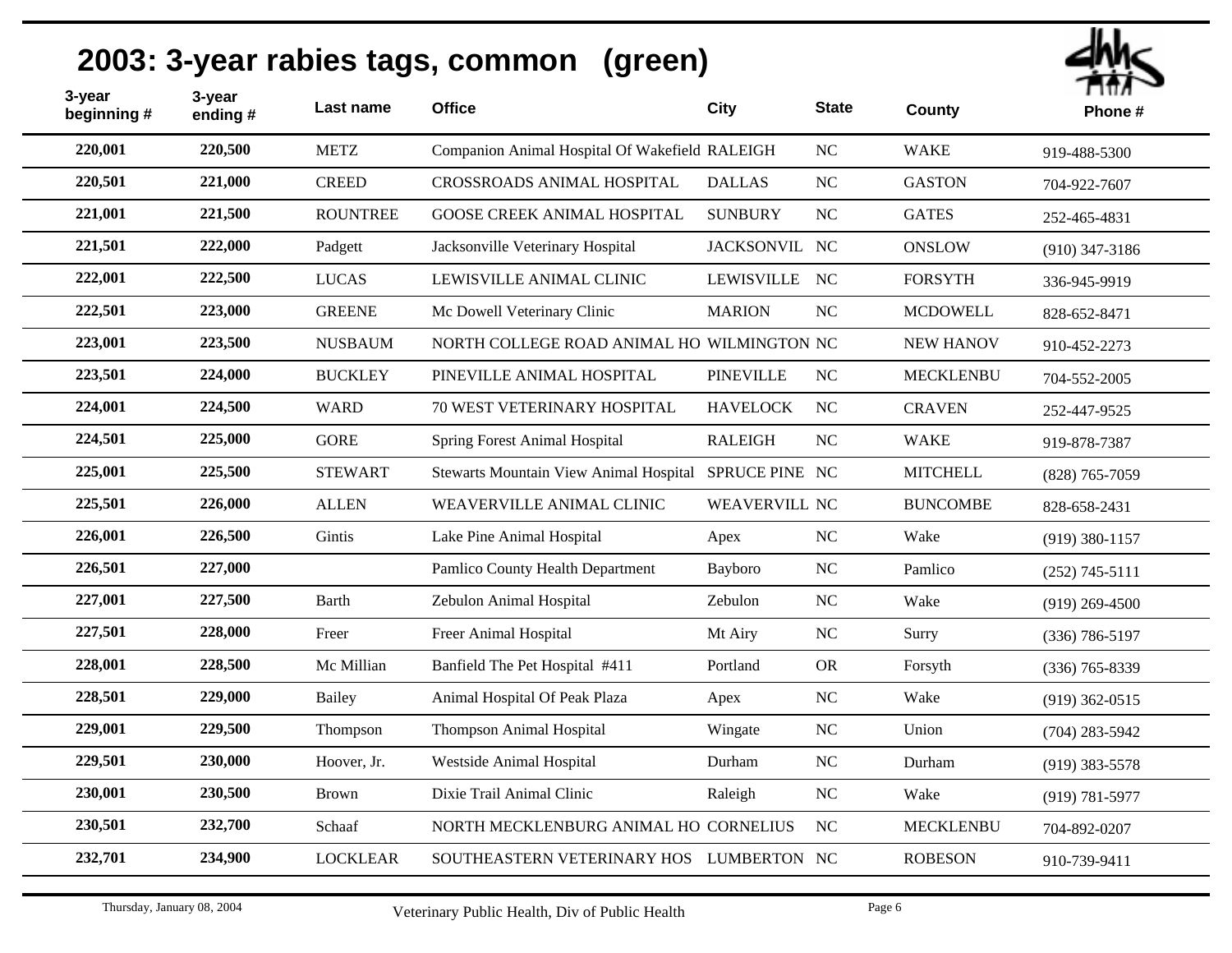# 2003: 3-year rabies tags, common (green)

| 3-year beginning # | 3-year ending # | Last name | Office | City | State | County | Phone # |
|---|---|---|---|---|---|---|---|
| 220,001 | 220,500 | METZ | Companion Animal Hospital Of Wakefield | RALEIGH | NC | WAKE | 919-488-5300 |
| 220,501 | 221,000 | CREED | CROSSROADS ANIMAL HOSPITAL | DALLAS | NC | GASTON | 704-922-7607 |
| 221,001 | 221,500 | ROUNTREE | GOOSE CREEK ANIMAL HOSPITAL | SUNBURY | NC | GATES | 252-465-4831 |
| 221,501 | 222,000 | Padgett | Jacksonville Veterinary Hospital | JACKSONVIL | NC | ONSLOW | (910) 347-3186 |
| 222,001 | 222,500 | LUCAS | LEWISVILLE ANIMAL CLINIC | LEWISVILLE | NC | FORSYTH | 336-945-9919 |
| 222,501 | 223,000 | GREENE | Mc Dowell Veterinary Clinic | MARION | NC | MCDOWELL | 828-652-8471 |
| 223,001 | 223,500 | NUSBAUM | NORTH COLLEGE ROAD ANIMAL HO | WILMINGTON | NC | NEW HANOV | 910-452-2273 |
| 223,501 | 224,000 | BUCKLEY | PINEVILLE ANIMAL HOSPITAL | PINEVILLE | NC | MECKLENBU | 704-552-2005 |
| 224,001 | 224,500 | WARD | 70 WEST VETERINARY HOSPITAL | HAVELOCK | NC | CRAVEN | 252-447-9525 |
| 224,501 | 225,000 | GORE | Spring Forest Animal Hospital | RALEIGH | NC | WAKE | 919-878-7387 |
| 225,001 | 225,500 | STEWART | Stewarts Mountain View Animal Hospital | SPRUCE PINE | NC | MITCHELL | (828) 765-7059 |
| 225,501 | 226,000 | ALLEN | WEAVERVILLE ANIMAL CLINIC | WEAVERVILL | NC | BUNCOMBE | 828-658-2431 |
| 226,001 | 226,500 | Gintis | Lake Pine Animal Hospital | Apex | NC | Wake | (919) 380-1157 |
| 226,501 | 227,000 | | Pamlico County Health Department | Bayboro | NC | Pamlico | (252) 745-5111 |
| 227,001 | 227,500 | Barth | Zebulon Animal Hospital | Zebulon | NC | Wake | (919) 269-4500 |
| 227,501 | 228,000 | Freer | Freer Animal Hospital | Mt Airy | NC | Surry | (336) 786-5197 |
| 228,001 | 228,500 | Mc Millian | Banfield The Pet Hospital #411 | Portland | OR | Forsyth | (336) 765-8339 |
| 228,501 | 229,000 | Bailey | Animal Hospital Of Peak Plaza | Apex | NC | Wake | (919) 362-0515 |
| 229,001 | 229,500 | Thompson | Thompson Animal Hospital | Wingate | NC | Union | (704) 283-5942 |
| 229,501 | 230,000 | Hoover, Jr. | Westside Animal Hospital | Durham | NC | Durham | (919) 383-5578 |
| 230,001 | 230,500 | Brown | Dixie Trail Animal Clinic | Raleigh | NC | Wake | (919) 781-5977 |
| 230,501 | 232,700 | Schaaf | NORTH MECKLENBURG ANIMAL HO | CORNELIUS | NC | MECKLENBU | 704-892-0207 |
| 232,701 | 234,900 | LOCKLEAR | SOUTHEASTERN VETERINARY HOS | LUMBERTON | NC | ROBESON | 910-739-9411 |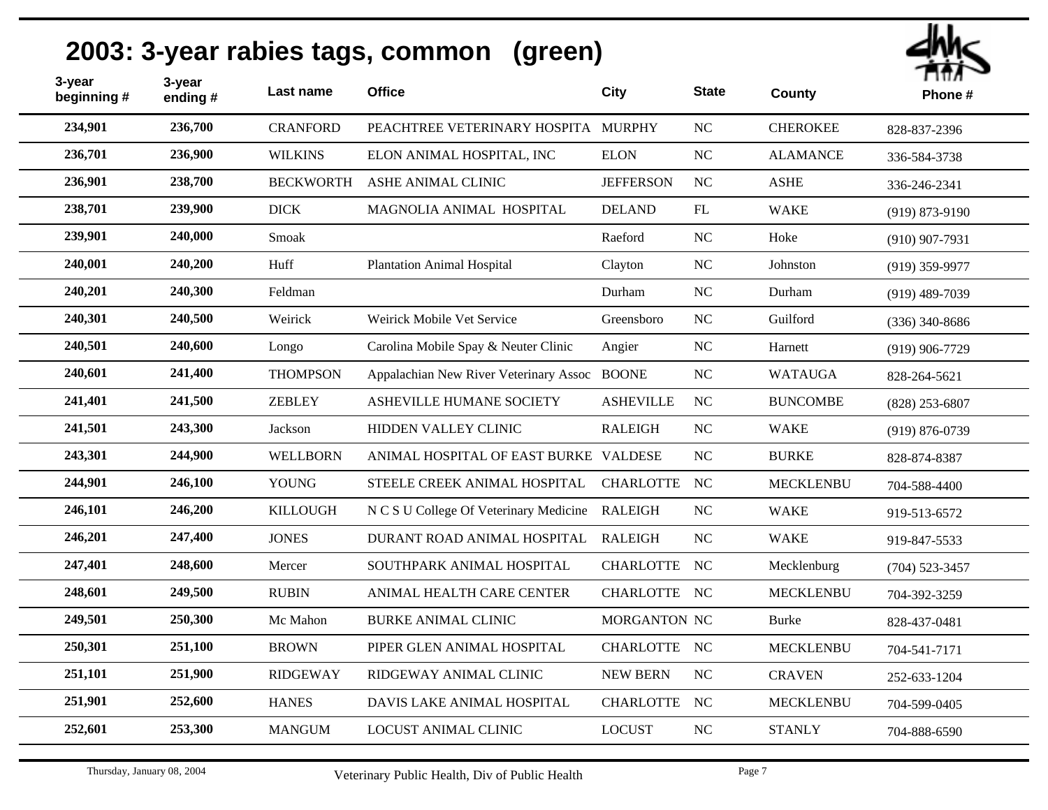# 2003: 3-year rabies tags, common (green)

| 3-year beginning # | 3-year ending # | Last name | Office | City | State | County | Phone # |
|---|---|---|---|---|---|---|---|
| 234,901 | 236,700 | CRANFORD | PEACHTREE VETERINARY HOSPITA | MURPHY | NC | CHEROKEE | 828-837-2396 |
| 236,701 | 236,900 | WILKINS | ELON ANIMAL HOSPITAL, INC | ELON | NC | ALAMANCE | 336-584-3738 |
| 236,901 | 238,700 | BECKWORTH | ASHE ANIMAL CLINIC | JEFFERSON | NC | ASHE | 336-246-2341 |
| 238,701 | 239,900 | DICK | MAGNOLIA ANIMAL HOSPITAL | DELAND | FL | WAKE | (919) 873-9190 |
| 239,901 | 240,000 | Smoak | | Raeford | NC | Hoke | (910) 907-7931 |
| 240,001 | 240,200 | Huff | Plantation Animal Hospital | Clayton | NC | Johnston | (919) 359-9977 |
| 240,201 | 240,300 | Feldman | | Durham | NC | Durham | (919) 489-7039 |
| 240,301 | 240,500 | Weirick | Weirick Mobile Vet Service | Greensboro | NC | Guilford | (336) 340-8686 |
| 240,501 | 240,600 | Longo | Carolina Mobile Spay & Neuter Clinic | Angier | NC | Harnett | (919) 906-7729 |
| 240,601 | 241,400 | THOMPSON | Appalachian New River Veterinary Assoc | BOONE | NC | WATAUGA | 828-264-5621 |
| 241,401 | 241,500 | ZEBLEY | ASHEVILLE HUMANE SOCIETY | ASHEVILLE | NC | BUNCOMBE | (828) 253-6807 |
| 241,501 | 243,300 | Jackson | HIDDEN VALLEY CLINIC | RALEIGH | NC | WAKE | (919) 876-0739 |
| 243,301 | 244,900 | WELLBORN | ANIMAL HOSPITAL OF EAST BURKE | VALDESE | NC | BURKE | 828-874-8387 |
| 244,901 | 246,100 | YOUNG | STEELE CREEK ANIMAL HOSPITAL | CHARLOTTE | NC | MECKLENBU | 704-588-4400 |
| 246,101 | 246,200 | KILLOUGH | N C S U College Of Veterinary Medicine | RALEIGH | NC | WAKE | 919-513-6572 |
| 246,201 | 247,400 | JONES | DURANT ROAD ANIMAL HOSPITAL | RALEIGH | NC | WAKE | 919-847-5533 |
| 247,401 | 248,600 | Mercer | SOUTHPARK ANIMAL HOSPITAL | CHARLOTTE | NC | Mecklenburg | (704) 523-3457 |
| 248,601 | 249,500 | RUBIN | ANIMAL HEALTH CARE CENTER | CHARLOTTE | NC | MECKLENBU | 704-392-3259 |
| 249,501 | 250,300 | Mc Mahon | BURKE ANIMAL CLINIC | MORGANTON | NC | Burke | 828-437-0481 |
| 250,301 | 251,100 | BROWN | PIPER GLEN ANIMAL HOSPITAL | CHARLOTTE | NC | MECKLENBU | 704-541-7171 |
| 251,101 | 251,900 | RIDGEWAY | RIDGEWAY ANIMAL CLINIC | NEW BERN | NC | CRAVEN | 252-633-1204 |
| 251,901 | 252,600 | HANES | DAVIS LAKE ANIMAL HOSPITAL | CHARLOTTE | NC | MECKLENBU | 704-599-0405 |
| 252,601 | 253,300 | MANGUM | LOCUST ANIMAL CLINIC | LOCUST | NC | STANLY | 704-888-6590 |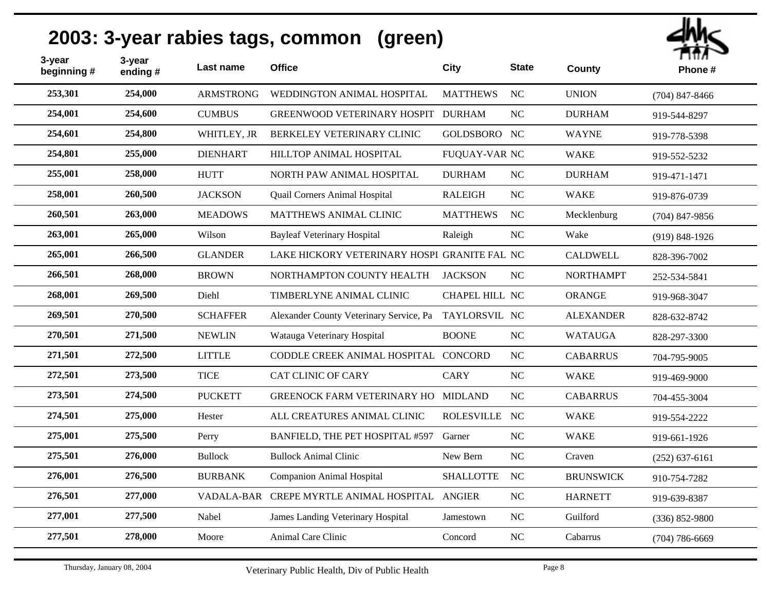# 2003: 3-year rabies tags, common (green)

| 3-year beginning # | 3-year ending # | Last name | Office | City | State | County | Phone # |
|---|---|---|---|---|---|---|---|
| 253,301 | 254,000 | ARMSTRONG | WEDDINGTON ANIMAL HOSPITAL | MATTHEWS | NC | UNION | (704) 847-8466 |
| 254,001 | 254,600 | CUMBUS | GREENWOOD VETERINARY HOSPIT | DURHAM | NC | DURHAM | 919-544-8297 |
| 254,601 | 254,800 | WHITLEY, JR | BERKELEY VETERINARY CLINIC | GOLDSBORO | NC | WAYNE | 919-778-5398 |
| 254,801 | 255,000 | DIENHART | HILLTOP ANIMAL HOSPITAL | FUQUAY-VAR | NC | WAKE | 919-552-5232 |
| 255,001 | 258,000 | HUTT | NORTH PAW ANIMAL HOSPITAL | DURHAM | NC | DURHAM | 919-471-1471 |
| 258,001 | 260,500 | JACKSON | Quail Corners Animal Hospital | RALEIGH | NC | WAKE | 919-876-0739 |
| 260,501 | 263,000 | MEADOWS | MATTHEWS ANIMAL CLINIC | MATTHEWS | NC | Mecklenburg | (704) 847-9856 |
| 263,001 | 265,000 | Wilson | Bayleaf Veterinary Hospital | Raleigh | NC | Wake | (919) 848-1926 |
| 265,001 | 266,500 | GLANDER | LAKE HICKORY VETERINARY HOSPI | GRANITE FAL | NC | CALDWELL | 828-396-7002 |
| 266,501 | 268,000 | BROWN | NORTHAMPTON COUNTY HEALTH | JACKSON | NC | NORTHAMPT | 252-534-5841 |
| 268,001 | 269,500 | Diehl | TIMBERLYNE ANIMAL CLINIC | CHAPEL HILL | NC | ORANGE | 919-968-3047 |
| 269,501 | 270,500 | SCHAFFER | Alexander County Veterinary Service, Pa | TAYLORSVIL | NC | ALEXANDER | 828-632-8742 |
| 270,501 | 271,500 | NEWLIN | Watauga Veterinary Hospital | BOONE | NC | WATAUGA | 828-297-3300 |
| 271,501 | 272,500 | LITTLE | CODDLE CREEK ANIMAL HOSPITAL | CONCORD | NC | CABARRUS | 704-795-9005 |
| 272,501 | 273,500 | TICE | CAT CLINIC OF CARY | CARY | NC | WAKE | 919-469-9000 |
| 273,501 | 274,500 | PUCKETT | GREENOCK FARM VETERINARY HO | MIDLAND | NC | CABARRUS | 704-455-3004 |
| 274,501 | 275,000 | Hester | ALL CREATURES ANIMAL CLINIC | ROLESVILLE | NC | WAKE | 919-554-2222 |
| 275,001 | 275,500 | Perry | BANFIELD, THE PET HOSPITAL #597 | Garner | NC | WAKE | 919-661-1926 |
| 275,501 | 276,000 | Bullock | Bullock Animal Clinic | New Bern | NC | Craven | (252) 637-6161 |
| 276,001 | 276,500 | BURBANK | Companion Animal Hospital | SHALLOTTE | NC | BRUNSWICK | 910-754-7282 |
| 276,501 | 277,000 | VADALA-BAR | CREPE MYRTLE ANIMAL HOSPITAL | ANGIER | NC | HARNETT | 919-639-8387 |
| 277,001 | 277,500 | Nabel | James Landing Veterinary Hospital | Jamestown | NC | Guilford | (336) 852-9800 |
| 277,501 | 278,000 | Moore | Animal Care Clinic | Concord | NC | Cabarrus | (704) 786-6669 |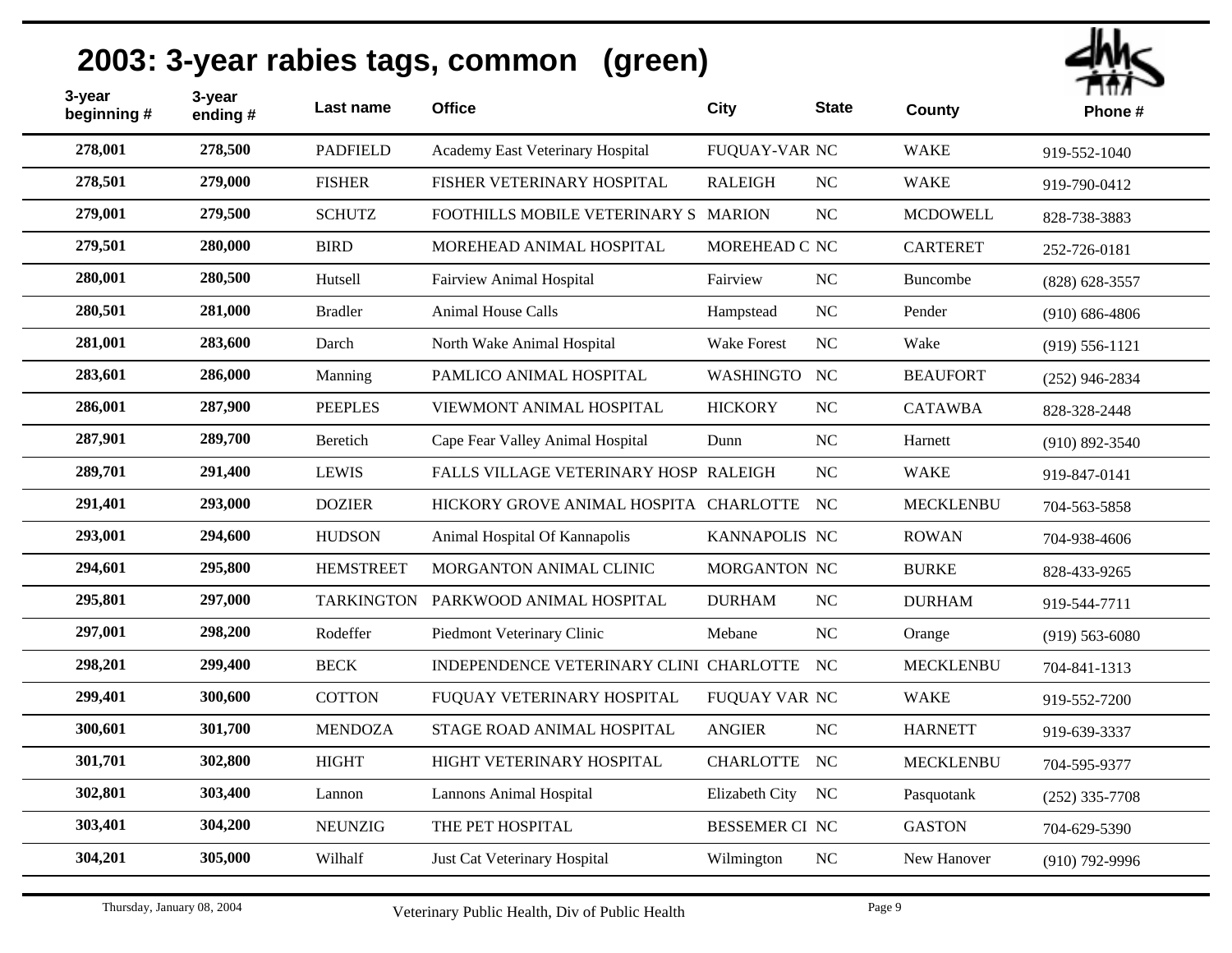# 2003: 3-year rabies tags, common (green)

| 3-year beginning # | 3-year ending # | Last name | Office | City | State | County | Phone # |
|---|---|---|---|---|---|---|---|
| 278,001 | 278,500 | PADFIELD | Academy East Veterinary Hospital | FUQUAY-VAR | NC | WAKE | 919-552-1040 |
| 278,501 | 279,000 | FISHER | FISHER VETERINARY HOSPITAL | RALEIGH | NC | WAKE | 919-790-0412 |
| 279,001 | 279,500 | SCHUTZ | FOOTHILLS MOBILE VETERINARY S | MARION | NC | MCDOWELL | 828-738-3883 |
| 279,501 | 280,000 | BIRD | MOREHEAD ANIMAL HOSPITAL | MOREHEAD C | NC | CARTERET | 252-726-0181 |
| 280,001 | 280,500 | Hutsell | Fairview Animal Hospital | Fairview | NC | Buncombe | (828) 628-3557 |
| 280,501 | 281,000 | Bradler | Animal House Calls | Hampstead | NC | Pender | (910) 686-4806 |
| 281,001 | 283,600 | Darch | North Wake Animal Hospital | Wake Forest | NC | Wake | (919) 556-1121 |
| 283,601 | 286,000 | Manning | PAMLICO ANIMAL HOSPITAL | WASHINGTO | NC | BEAUFORT | (252) 946-2834 |
| 286,001 | 287,900 | PEEPLES | VIEWMONT ANIMAL HOSPITAL | HICKORY | NC | CATAWBA | 828-328-2448 |
| 287,901 | 289,700 | Beretich | Cape Fear Valley Animal Hospital | Dunn | NC | Harnett | (910) 892-3540 |
| 289,701 | 291,400 | LEWIS | FALLS VILLAGE VETERINARY HOSP | RALEIGH | NC | WAKE | 919-847-0141 |
| 291,401 | 293,000 | DOZIER | HICKORY GROVE ANIMAL HOSPITA | CHARLOTTE | NC | MECKLENBU | 704-563-5858 |
| 293,001 | 294,600 | HUDSON | Animal Hospital Of Kannapolis | KANNAPOLIS | NC | ROWAN | 704-938-4606 |
| 294,601 | 295,800 | HEMSTREET | MORGANTON ANIMAL CLINIC | MORGANTON | NC | BURKE | 828-433-9265 |
| 295,801 | 297,000 | TARKINGTON | PARKWOOD ANIMAL HOSPITAL | DURHAM | NC | DURHAM | 919-544-7711 |
| 297,001 | 298,200 | Rodeffer | Piedmont Veterinary Clinic | Mebane | NC | Orange | (919) 563-6080 |
| 298,201 | 299,400 | BECK | INDEPENDENCE VETERINARY CLINI | CHARLOTTE | NC | MECKLENBU | 704-841-1313 |
| 299,401 | 300,600 | COTTON | FUQUAY VETERINARY HOSPITAL | FUQUAY VAR | NC | WAKE | 919-552-7200 |
| 300,601 | 301,700 | MENDOZA | STAGE ROAD ANIMAL HOSPITAL | ANGIER | NC | HARNETT | 919-639-3337 |
| 301,701 | 302,800 | HIGHT | HIGHT VETERINARY HOSPITAL | CHARLOTTE | NC | MECKLENBU | 704-595-9377 |
| 302,801 | 303,400 | Lannon | Lannons Animal Hospital | Elizabeth City | NC | Pasquotank | (252) 335-7708 |
| 303,401 | 304,200 | NEUNZIG | THE PET HOSPITAL | BESSEMER CI | NC | GASTON | 704-629-5390 |
| 304,201 | 305,000 | Wilhalf | Just Cat Veterinary Hospital | Wilmington | NC | New Hanover | (910) 792-9996 |

Thursday, January 08, 2004 — Veterinary Public Health, Div of Public Health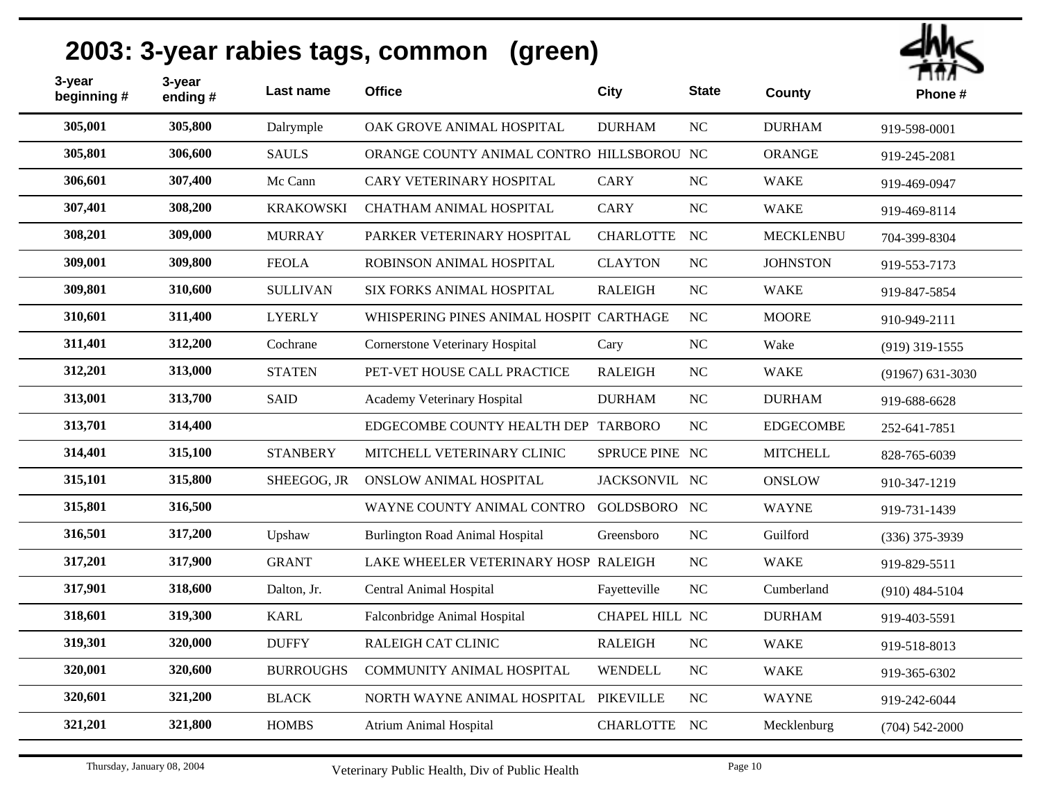# 2003: 3-year rabies tags, common (green)

| 3-year beginning # | 3-year ending # | Last name | Office | City | State | County | Phone # |
|---|---|---|---|---|---|---|---|
| 305,001 | 305,800 | Dalrymple | OAK GROVE ANIMAL HOSPITAL | DURHAM | NC | DURHAM | 919-598-0001 |
| 305,801 | 306,600 | SAULS | ORANGE COUNTY ANIMAL CONTRO | HILLSBOROU | NC | ORANGE | 919-245-2081 |
| 306,601 | 307,400 | Mc Cann | CARY VETERINARY HOSPITAL | CARY | NC | WAKE | 919-469-0947 |
| 307,401 | 308,200 | KRAKOWSKI | CHATHAM ANIMAL HOSPITAL | CARY | NC | WAKE | 919-469-8114 |
| 308,201 | 309,000 | MURRAY | PARKER VETERINARY HOSPITAL | CHARLOTTE | NC | MECKLENBU | 704-399-8304 |
| 309,001 | 309,800 | FEOLA | ROBINSON ANIMAL HOSPITAL | CLAYTON | NC | JOHNSTON | 919-553-7173 |
| 309,801 | 310,600 | SULLIVAN | SIX FORKS ANIMAL HOSPITAL | RALEIGH | NC | WAKE | 919-847-5854 |
| 310,601 | 311,400 | LYERLY | WHISPERING PINES ANIMAL HOSPIT | CARTHAGE | NC | MOORE | 910-949-2111 |
| 311,401 | 312,200 | Cochrane | Cornerstone Veterinary Hospital | Cary | NC | Wake | (919) 319-1555 |
| 312,201 | 313,000 | STATEN | PET-VET HOUSE CALL PRACTICE | RALEIGH | NC | WAKE | (91967) 631-3030 |
| 313,001 | 313,700 | SAID | Academy Veterinary Hospital | DURHAM | NC | DURHAM | 919-688-6628 |
| 313,701 | 314,400 | | EDGECOMBE COUNTY HEALTH DEP | TARBORO | NC | EDGECOMBE | 252-641-7851 |
| 314,401 | 315,100 | STANBERY | MITCHELL VETERINARY CLINIC | SPRUCE PINE | NC | MITCHELL | 828-765-6039 |
| 315,101 | 315,800 | SHEEGOG, JR | ONSLOW ANIMAL HOSPITAL | JACKSONVIL | NC | ONSLOW | 910-347-1219 |
| 315,801 | 316,500 | | WAYNE COUNTY ANIMAL CONTRO | GOLDSBORO | NC | WAYNE | 919-731-1439 |
| 316,501 | 317,200 | Upshaw | Burlington Road Animal Hospital | Greensboro | NC | Guilford | (336) 375-3939 |
| 317,201 | 317,900 | GRANT | LAKE WHEELER VETERINARY HOSP | RALEIGH | NC | WAKE | 919-829-5511 |
| 317,901 | 318,600 | Dalton, Jr. | Central Animal Hospital | Fayetteville | NC | Cumberland | (910) 484-5104 |
| 318,601 | 319,300 | KARL | Falconbridge Animal Hospital | CHAPEL HILL | NC | DURHAM | 919-403-5591 |
| 319,301 | 320,000 | DUFFY | RALEIGH CAT CLINIC | RALEIGH | NC | WAKE | 919-518-8013 |
| 320,001 | 320,600 | BURROUGHS | COMMUNITY ANIMAL HOSPITAL | WENDELL | NC | WAKE | 919-365-6302 |
| 320,601 | 321,200 | BLACK | NORTH WAYNE ANIMAL HOSPITAL | PIKEVILLE | NC | WAYNE | 919-242-6044 |
| 321,201 | 321,800 | HOMBS | Atrium Animal Hospital | CHARLOTTE | NC | Mecklenburg | (704) 542-2000 |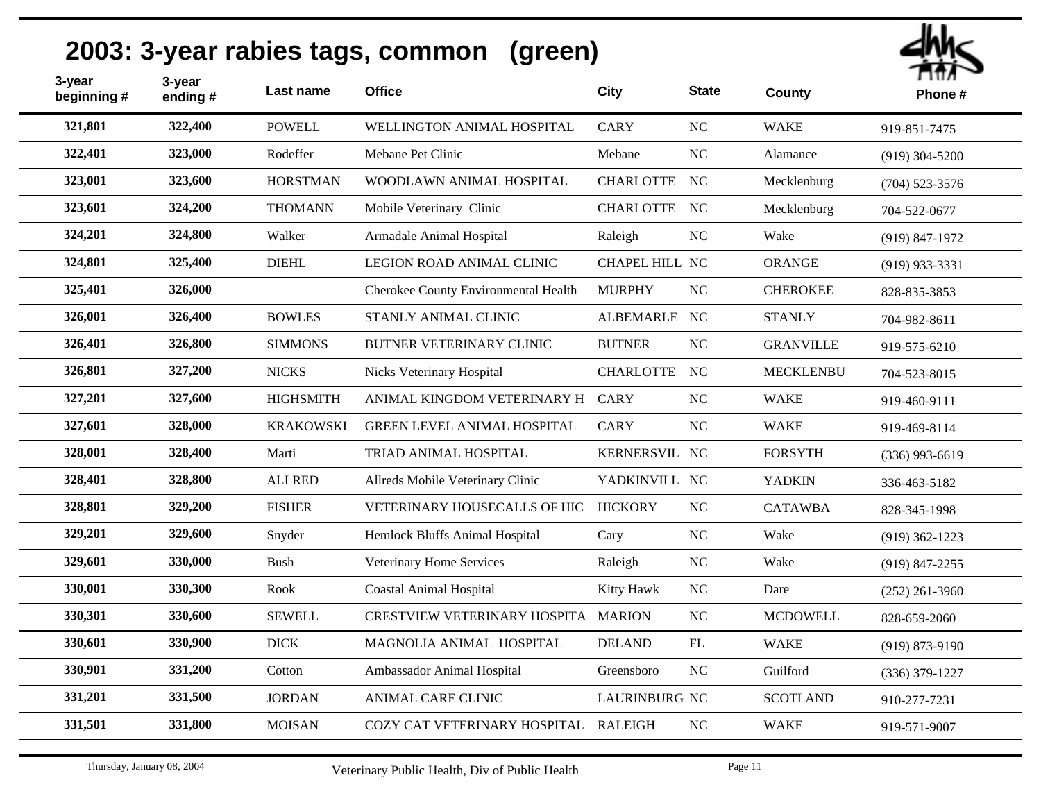# 2003: 3-year rabies tags, common (green)

| 3-year beginning # | 3-year ending # | Last name | Office | City | State | County | Phone # |
|---|---|---|---|---|---|---|---|
| 321,801 | 322,400 | POWELL | WELLINGTON ANIMAL HOSPITAL | CARY | NC | WAKE | 919-851-7475 |
| 322,401 | 323,000 | Rodeffer | Mebane Pet Clinic | Mebane | NC | Alamance | (919) 304-5200 |
| 323,001 | 323,600 | HORSTMAN | WOODLAWN ANIMAL HOSPITAL | CHARLOTTE | NC | Mecklenburg | (704) 523-3576 |
| 323,601 | 324,200 | THOMANN | Mobile Veterinary Clinic | CHARLOTTE | NC | Mecklenburg | 704-522-0677 |
| 324,201 | 324,800 | Walker | Armadale Animal Hospital | Raleigh | NC | Wake | (919) 847-1972 |
| 324,801 | 325,400 | DIEHL | LEGION ROAD ANIMAL CLINIC | CHAPEL HILL | NC | ORANGE | (919) 933-3331 |
| 325,401 | 326,000 | | Cherokee County Environmental Health | MURPHY | NC | CHEROKEE | 828-835-3853 |
| 326,001 | 326,400 | BOWLES | STANLY ANIMAL CLINIC | ALBEMARLE | NC | STANLY | 704-982-8611 |
| 326,401 | 326,800 | SIMMONS | BUTNER VETERINARY CLINIC | BUTNER | NC | GRANVILLE | 919-575-6210 |
| 326,801 | 327,200 | NICKS | Nicks Veterinary Hospital | CHARLOTTE | NC | MECKLENBU | 704-523-8015 |
| 327,201 | 327,600 | HIGHSMITH | ANIMAL KINGDOM VETERINARY H | CARY | NC | WAKE | 919-460-9111 |
| 327,601 | 328,000 | KRAKOWSKI | GREEN LEVEL ANIMAL HOSPITAL | CARY | NC | WAKE | 919-469-8114 |
| 328,001 | 328,400 | Marti | TRIAD ANIMAL HOSPITAL | KERNERSVIL | NC | FORSYTH | (336) 993-6619 |
| 328,401 | 328,800 | ALLRED | Allreds Mobile Veterinary Clinic | YADKINVILL | NC | YADKIN | 336-463-5182 |
| 328,801 | 329,200 | FISHER | VETERINARY HOUSECALLS OF HIC | HICKORY | NC | CATAWBA | 828-345-1998 |
| 329,201 | 329,600 | Snyder | Hemlock Bluffs Animal Hospital | Cary | NC | Wake | (919) 362-1223 |
| 329,601 | 330,000 | Bush | Veterinary Home Services | Raleigh | NC | Wake | (919) 847-2255 |
| 330,001 | 330,300 | Rook | Coastal Animal Hospital | Kitty Hawk | NC | Dare | (252) 261-3960 |
| 330,301 | 330,600 | SEWELL | CRESTVIEW VETERINARY HOSPITA | MARION | NC | MCDOWELL | 828-659-2060 |
| 330,601 | 330,900 | DICK | MAGNOLIA ANIMAL HOSPITAL | DELAND | FL | WAKE | (919) 873-9190 |
| 330,901 | 331,200 | Cotton | Ambassador Animal Hospital | Greensboro | NC | Guilford | (336) 379-1227 |
| 331,201 | 331,500 | JORDAN | ANIMAL CARE CLINIC | LAURINBURG | NC | SCOTLAND | 910-277-7231 |
| 331,501 | 331,800 | MOISAN | COZY CAT VETERINARY HOSPITAL | RALEIGH | NC | WAKE | 919-571-9007 |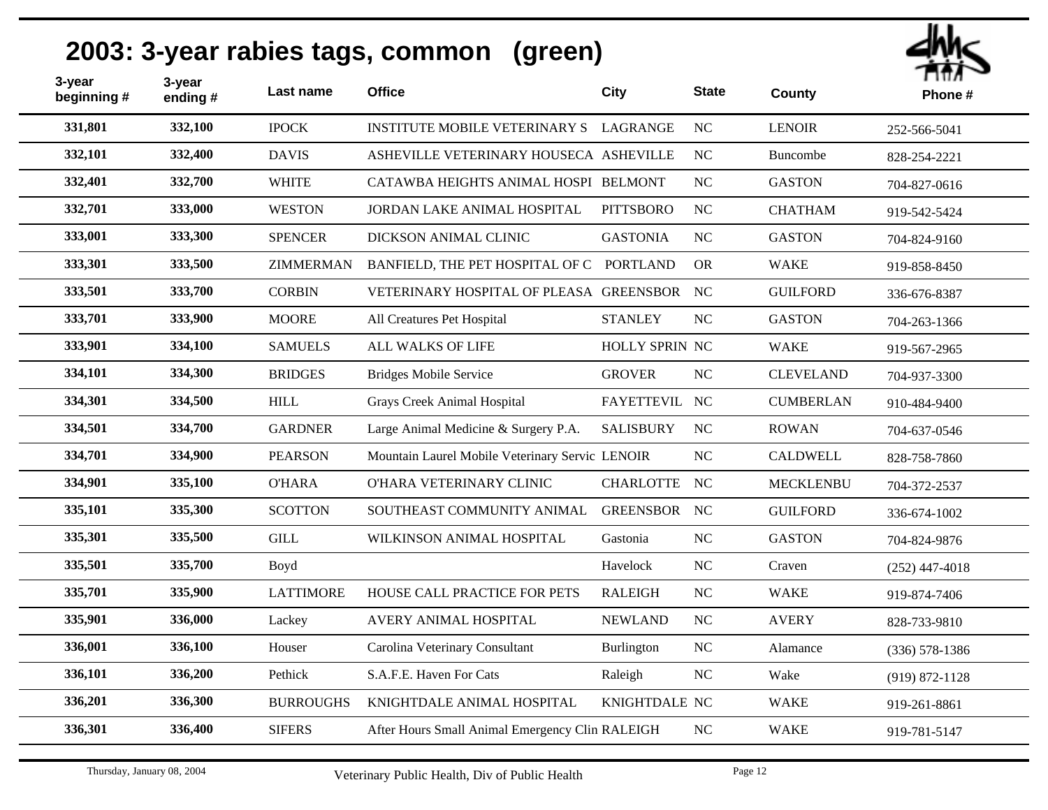# 2003: 3-year rabies tags, common (green)

| 3-year beginning # | 3-year ending # | Last name | Office | City | State | County | Phone # |
|---|---|---|---|---|---|---|---|
| 331,801 | 332,100 | IPOCK | INSTITUTE MOBILE VETERINARY S | LAGRANGE | NC | LENOIR | 252-566-5041 |
| 332,101 | 332,400 | DAVIS | ASHEVILLE VETERINARY HOUSECA | ASHEVILLE | NC | Buncombe | 828-254-2221 |
| 332,401 | 332,700 | WHITE | CATAWBA HEIGHTS ANIMAL HOSPI | BELMONT | NC | GASTON | 704-827-0616 |
| 332,701 | 333,000 | WESTON | JORDAN LAKE ANIMAL HOSPITAL | PITTSBORO | NC | CHATHAM | 919-542-5424 |
| 333,001 | 333,300 | SPENCER | DICKSON ANIMAL CLINIC | GASTONIA | NC | GASTON | 704-824-9160 |
| 333,301 | 333,500 | ZIMMERMAN | BANFIELD, THE PET HOSPITAL OF C | PORTLAND | OR | WAKE | 919-858-8450 |
| 333,501 | 333,700 | CORBIN | VETERINARY HOSPITAL OF PLEASA | GREENSBOR | NC | GUILFORD | 336-676-8387 |
| 333,701 | 333,900 | MOORE | All Creatures Pet Hospital | STANLEY | NC | GASTON | 704-263-1366 |
| 333,901 | 334,100 | SAMUELS | ALL WALKS OF LIFE | HOLLY SPRIN | NC | WAKE | 919-567-2965 |
| 334,101 | 334,300 | BRIDGES | Bridges Mobile Service | GROVER | NC | CLEVELAND | 704-937-3300 |
| 334,301 | 334,500 | HILL | Grays Creek Animal Hospital | FAYETTEVIL | NC | CUMBERLAN | 910-484-9400 |
| 334,501 | 334,700 | GARDNER | Large Animal Medicine & Surgery P.A. | SALISBURY | NC | ROWAN | 704-637-0546 |
| 334,701 | 334,900 | PEARSON | Mountain Laurel Mobile Veterinary Servic | LENOIR | NC | CALDWELL | 828-758-7860 |
| 334,901 | 335,100 | O'HARA | O'HARA VETERINARY CLINIC | CHARLOTTE | NC | MECKLENBU | 704-372-2537 |
| 335,101 | 335,300 | SCOTTON | SOUTHEAST COMMUNITY ANIMAL | GREENSBOR | NC | GUILFORD | 336-674-1002 |
| 335,301 | 335,500 | GILL | WILKINSON ANIMAL HOSPITAL | Gastonia | NC | GASTON | 704-824-9876 |
| 335,501 | 335,700 | Boyd | | Havelock | NC | Craven | (252) 447-4018 |
| 335,701 | 335,900 | LATTIMORE | HOUSE CALL PRACTICE FOR PETS | RALEIGH | NC | WAKE | 919-874-7406 |
| 335,901 | 336,000 | Lackey | AVERY ANIMAL HOSPITAL | NEWLAND | NC | AVERY | 828-733-9810 |
| 336,001 | 336,100 | Houser | Carolina Veterinary Consultant | Burlington | NC | Alamance | (336) 578-1386 |
| 336,101 | 336,200 | Pethick | S.A.F.E. Haven For Cats | Raleigh | NC | Wake | (919) 872-1128 |
| 336,201 | 336,300 | BURROUGHS | KNIGHTDALE ANIMAL HOSPITAL | KNIGHTDALE | NC | WAKE | 919-261-8861 |
| 336,301 | 336,400 | SIFERS | After Hours Small Animal Emergency Clin | RALEIGH | NC | WAKE | 919-781-5147 |

Thursday, January 08, 2004 — Veterinary Public Health, Div of Public Health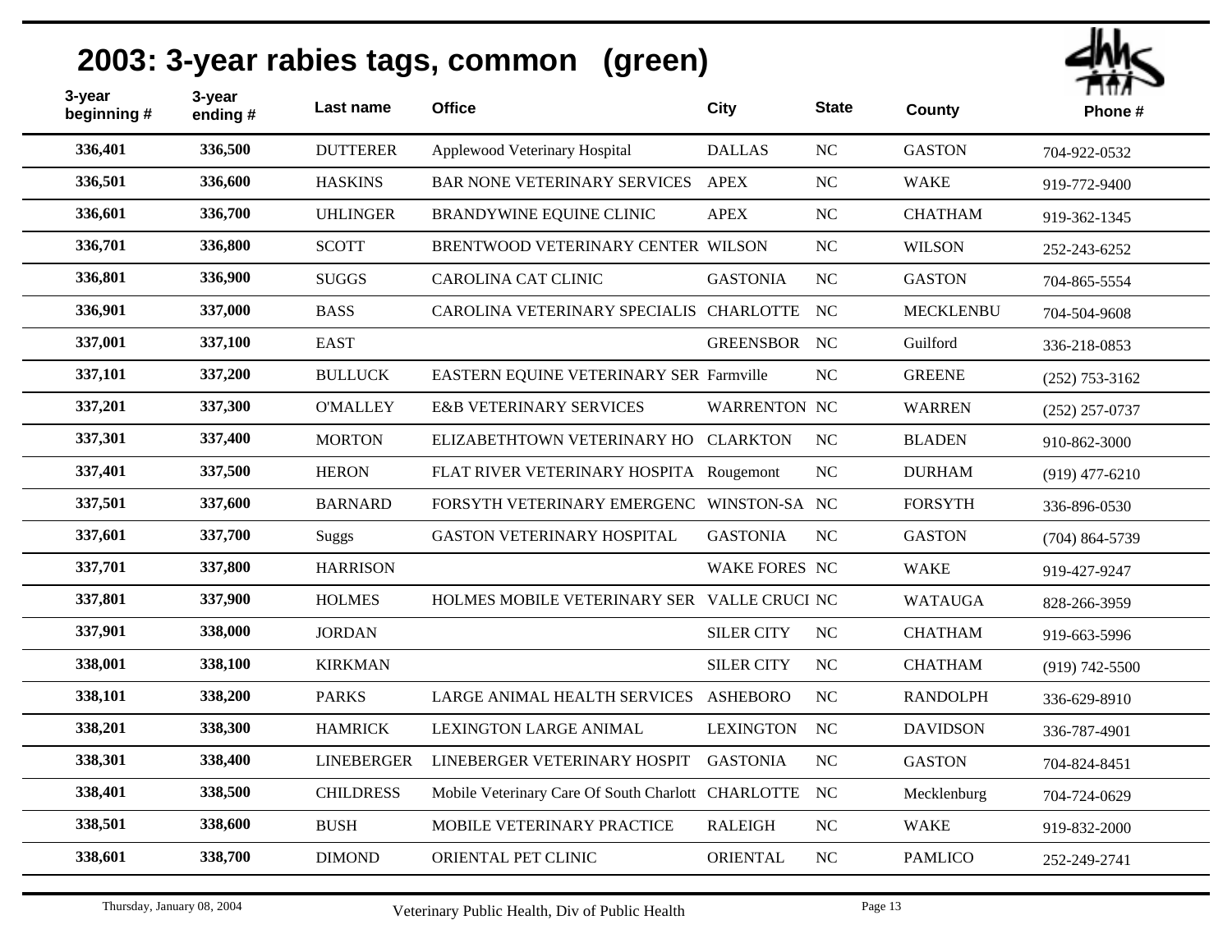# 2003: 3-year rabies tags, common (green)

| 3-year beginning # | 3-year ending # | Last name | Office | City | State | County | Phone # |
|---|---|---|---|---|---|---|---|
| 336,401 | 336,500 | DUTTERER | Applewood Veterinary Hospital | DALLAS | NC | GASTON | 704-922-0532 |
| 336,501 | 336,600 | HASKINS | BAR NONE VETERINARY SERVICES | APEX | NC | WAKE | 919-772-9400 |
| 336,601 | 336,700 | UHLINGER | BRANDYWINE EQUINE CLINIC | APEX | NC | CHATHAM | 919-362-1345 |
| 336,701 | 336,800 | SCOTT | BRENTWOOD VETERINARY CENTER | WILSON | NC | WILSON | 252-243-6252 |
| 336,801 | 336,900 | SUGGS | CAROLINA CAT CLINIC | GASTONIA | NC | GASTON | 704-865-5554 |
| 336,901 | 337,000 | BASS | CAROLINA VETERINARY SPECIALIS | CHARLOTTE | NC | MECKLENBU | 704-504-9608 |
| 337,001 | 337,100 | EAST | | GREENSBOR | NC | Guilford | 336-218-0853 |
| 337,101 | 337,200 | BULLUCK | EASTERN EQUINE VETERINARY SER | Farmville | NC | GREENE | (252) 753-3162 |
| 337,201 | 337,300 | O'MALLEY | E&B VETERINARY SERVICES | WARRENTON | NC | WARREN | (252) 257-0737 |
| 337,301 | 337,400 | MORTON | ELIZABETHTOWN VETERINARY HO | CLARKTON | NC | BLADEN | 910-862-3000 |
| 337,401 | 337,500 | HERON | FLAT RIVER VETERINARY HOSPITA | Rougemont | NC | DURHAM | (919) 477-6210 |
| 337,501 | 337,600 | BARNARD | FORSYTH VETERINARY EMERGENC | WINSTON-SA | NC | FORSYTH | 336-896-0530 |
| 337,601 | 337,700 | Suggs | GASTON VETERINARY HOSPITAL | GASTONIA | NC | GASTON | (704) 864-5739 |
| 337,701 | 337,800 | HARRISON | | WAKE FORES | NC | WAKE | 919-427-9247 |
| 337,801 | 337,900 | HOLMES | HOLMES MOBILE VETERINARY SER | VALLE CRUCI | NC | WATAUGA | 828-266-3959 |
| 337,901 | 338,000 | JORDAN | | SILER CITY | NC | CHATHAM | 919-663-5996 |
| 338,001 | 338,100 | KIRKMAN | | SILER CITY | NC | CHATHAM | (919) 742-5500 |
| 338,101 | 338,200 | PARKS | LARGE ANIMAL HEALTH SERVICES | ASHEBORO | NC | RANDOLPH | 336-629-8910 |
| 338,201 | 338,300 | HAMRICK | LEXINGTON LARGE ANIMAL | LEXINGTON | NC | DAVIDSON | 336-787-4901 |
| 338,301 | 338,400 | LINEBERGER | LINEBERGER VETERINARY HOSPIT | GASTONIA | NC | GASTON | 704-824-8451 |
| 338,401 | 338,500 | CHILDRESS | Mobile Veterinary Care Of South Charlott | CHARLOTTE | NC | Mecklenburg | 704-724-0629 |
| 338,501 | 338,600 | BUSH | MOBILE VETERINARY PRACTICE | RALEIGH | NC | WAKE | 919-832-2000 |
| 338,601 | 338,700 | DIMOND | ORIENTAL PET CLINIC | ORIENTAL | NC | PAMLICO | 252-249-2741 |

Thursday, January 08, 2004 — Veterinary Public Health, Div of Public Health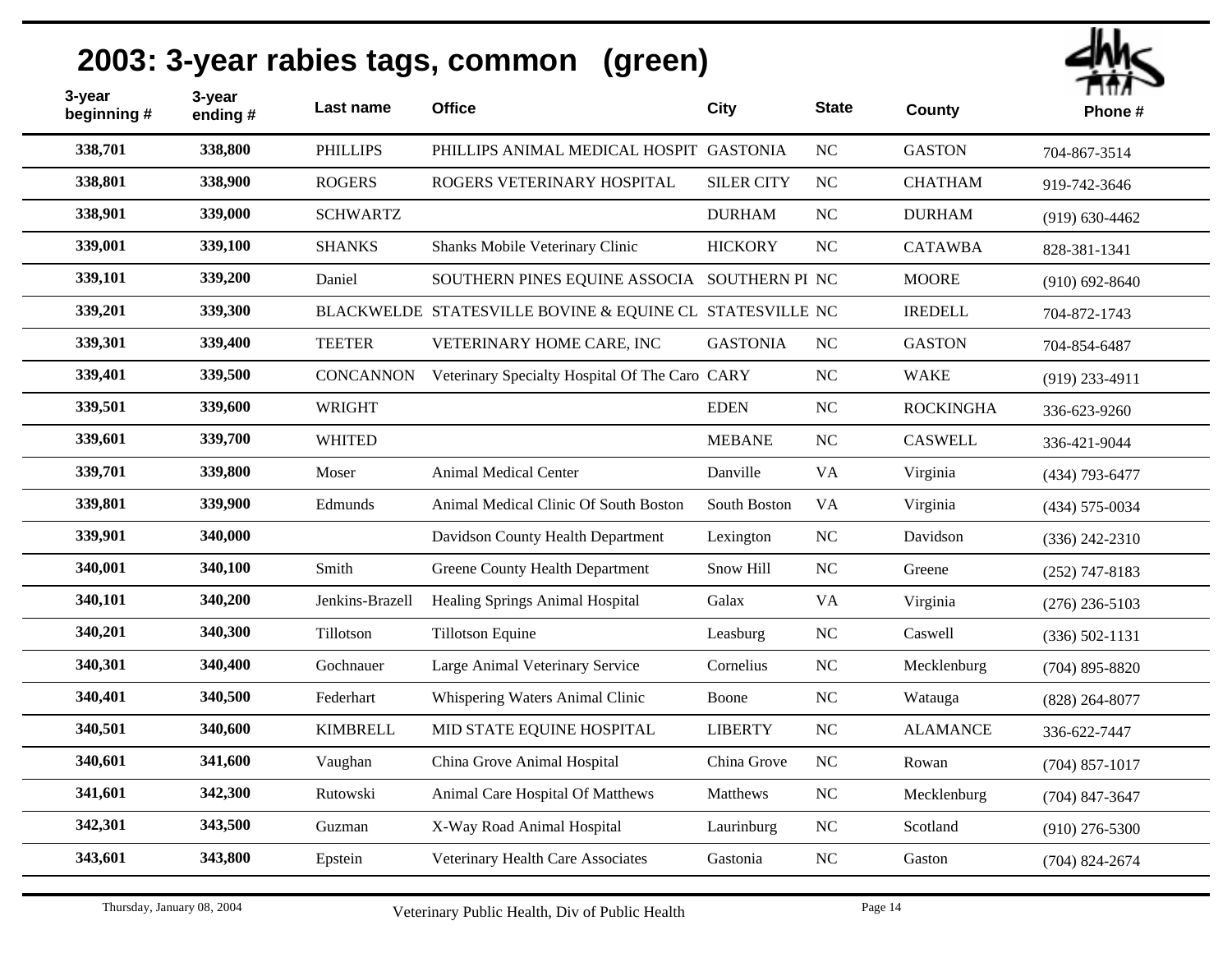## 2003: 3-year rabies tags, common (green)

| 3-year beginning # | 3-year ending # | Last name | Office | City | State | County | Phone # |
|---|---|---|---|---|---|---|---|
| 338,701 | 338,800 | PHILLIPS | PHILLIPS ANIMAL MEDICAL HOSPIT | GASTONIA | NC | GASTON | 704-867-3514 |
| 338,801 | 338,900 | ROGERS | ROGERS VETERINARY HOSPITAL | SILER CITY | NC | CHATHAM | 919-742-3646 |
| 338,901 | 339,000 | SCHWARTZ | | DURHAM | NC | DURHAM | (919) 630-4462 |
| 339,001 | 339,100 | SHANKS | Shanks Mobile Veterinary Clinic | HICKORY | NC | CATAWBA | 828-381-1341 |
| 339,101 | 339,200 | Daniel | SOUTHERN PINES EQUINE ASSOCIA | SOUTHERN PI | NC | MOORE | (910) 692-8640 |
| 339,201 | 339,300 | BLACKWELDE | STATESVILLE BOVINE & EQUINE CL | STATESVILLE | NC | IREDELL | 704-872-1743 |
| 339,301 | 339,400 | TEETER | VETERINARY HOME CARE, INC | GASTONIA | NC | GASTON | 704-854-6487 |
| 339,401 | 339,500 | CONCANNON | Veterinary Specialty Hospital Of The Caro | CARY | NC | WAKE | (919) 233-4911 |
| 339,501 | 339,600 | WRIGHT | | EDEN | NC | ROCKINGHA | 336-623-9260 |
| 339,601 | 339,700 | WHITED | | MEBANE | NC | CASWELL | 336-421-9044 |
| 339,701 | 339,800 | Moser | Animal Medical Center | Danville | VA | Virginia | (434) 793-6477 |
| 339,801 | 339,900 | Edmunds | Animal Medical Clinic Of South Boston | South Boston | VA | Virginia | (434) 575-0034 |
| 339,901 | 340,000 | | Davidson County Health Department | Lexington | NC | Davidson | (336) 242-2310 |
| 340,001 | 340,100 | Smith | Greene County Health Department | Snow Hill | NC | Greene | (252) 747-8183 |
| 340,101 | 340,200 | Jenkins-Brazell | Healing Springs Animal Hospital | Galax | VA | Virginia | (276) 236-5103 |
| 340,201 | 340,300 | Tillotson | Tillotson Equine | Leasburg | NC | Caswell | (336) 502-1131 |
| 340,301 | 340,400 | Gochnauer | Large Animal Veterinary Service | Cornelius | NC | Mecklenburg | (704) 895-8820 |
| 340,401 | 340,500 | Federhart | Whispering Waters Animal Clinic | Boone | NC | Watauga | (828) 264-8077 |
| 340,501 | 340,600 | KIMBRELL | MID STATE EQUINE HOSPITAL | LIBERTY | NC | ALAMANCE | 336-622-7447 |
| 340,601 | 341,600 | Vaughan | China Grove Animal Hospital | China Grove | NC | Rowan | (704) 857-1017 |
| 341,601 | 342,300 | Rutowski | Animal Care Hospital Of Matthews | Matthews | NC | Mecklenburg | (704) 847-3647 |
| 342,301 | 343,500 | Guzman | X-Way Road Animal Hospital | Laurinburg | NC | Scotland | (910) 276-5300 |
| 343,601 | 343,800 | Epstein | Veterinary Health Care Associates | Gastonia | NC | Gaston | (704) 824-2674 |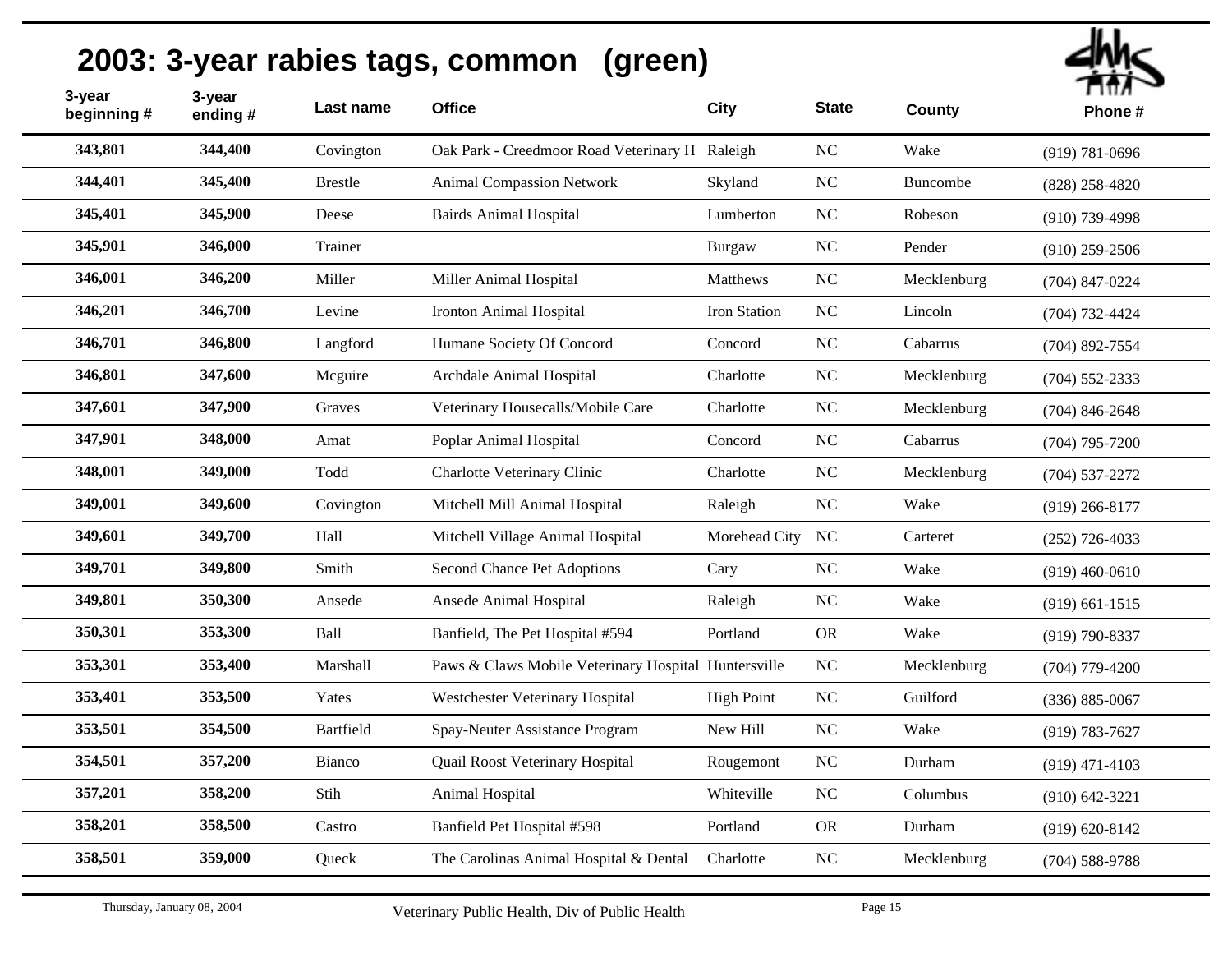# 2003: 3-year rabies tags, common (green)

| 3-year beginning # | 3-year ending # | Last name | Office | City | State | County | Phone # |
|---|---|---|---|---|---|---|---|
| 343,801 | 344,400 | Covington | Oak Park - Creedmoor Road Veterinary H | Raleigh | NC | Wake | (919) 781-0696 |
| 344,401 | 345,400 | Brestle | Animal Compassion Network | Skyland | NC | Buncombe | (828) 258-4820 |
| 345,401 | 345,900 | Deese | Bairds Animal Hospital | Lumberton | NC | Robeson | (910) 739-4998 |
| 345,901 | 346,000 | Trainer | | Burgaw | NC | Pender | (910) 259-2506 |
| 346,001 | 346,200 | Miller | Miller Animal Hospital | Matthews | NC | Mecklenburg | (704) 847-0224 |
| 346,201 | 346,700 | Levine | Ironton Animal Hospital | Iron Station | NC | Lincoln | (704) 732-4424 |
| 346,701 | 346,800 | Langford | Humane Society Of Concord | Concord | NC | Cabarrus | (704) 892-7554 |
| 346,801 | 347,600 | Mcguire | Archdale Animal Hospital | Charlotte | NC | Mecklenburg | (704) 552-2333 |
| 347,601 | 347,900 | Graves | Veterinary Housecalls/Mobile Care | Charlotte | NC | Mecklenburg | (704) 846-2648 |
| 347,901 | 348,000 | Amat | Poplar Animal Hospital | Concord | NC | Cabarrus | (704) 795-7200 |
| 348,001 | 349,000 | Todd | Charlotte Veterinary Clinic | Charlotte | NC | Mecklenburg | (704) 537-2272 |
| 349,001 | 349,600 | Covington | Mitchell Mill Animal Hospital | Raleigh | NC | Wake | (919) 266-8177 |
| 349,601 | 349,700 | Hall | Mitchell Village Animal Hospital | Morehead City | NC | Carteret | (252) 726-4033 |
| 349,701 | 349,800 | Smith | Second Chance Pet Adoptions | Cary | NC | Wake | (919) 460-0610 |
| 349,801 | 350,300 | Ansede | Ansede Animal Hospital | Raleigh | NC | Wake | (919) 661-1515 |
| 350,301 | 353,300 | Ball | Banfield, The Pet Hospital #594 | Portland | OR | Wake | (919) 790-8337 |
| 353,301 | 353,400 | Marshall | Paws & Claws Mobile Veterinary Hospital | Huntersville | NC | Mecklenburg | (704) 779-4200 |
| 353,401 | 353,500 | Yates | Westchester Veterinary Hospital | High Point | NC | Guilford | (336) 885-0067 |
| 353,501 | 354,500 | Bartfield | Spay-Neuter Assistance Program | New Hill | NC | Wake | (919) 783-7627 |
| 354,501 | 357,200 | Bianco | Quail Roost Veterinary Hospital | Rougemont | NC | Durham | (919) 471-4103 |
| 357,201 | 358,200 | Stih | Animal Hospital | Whiteville | NC | Columbus | (910) 642-3221 |
| 358,201 | 358,500 | Castro | Banfield Pet Hospital #598 | Portland | OR | Durham | (919) 620-8142 |
| 358,501 | 359,000 | Queck | The Carolinas Animal Hospital & Dental | Charlotte | NC | Mecklenburg | (704) 588-9788 |

Thursday, January 08, 2004 — Veterinary Public Health, Div of Public Health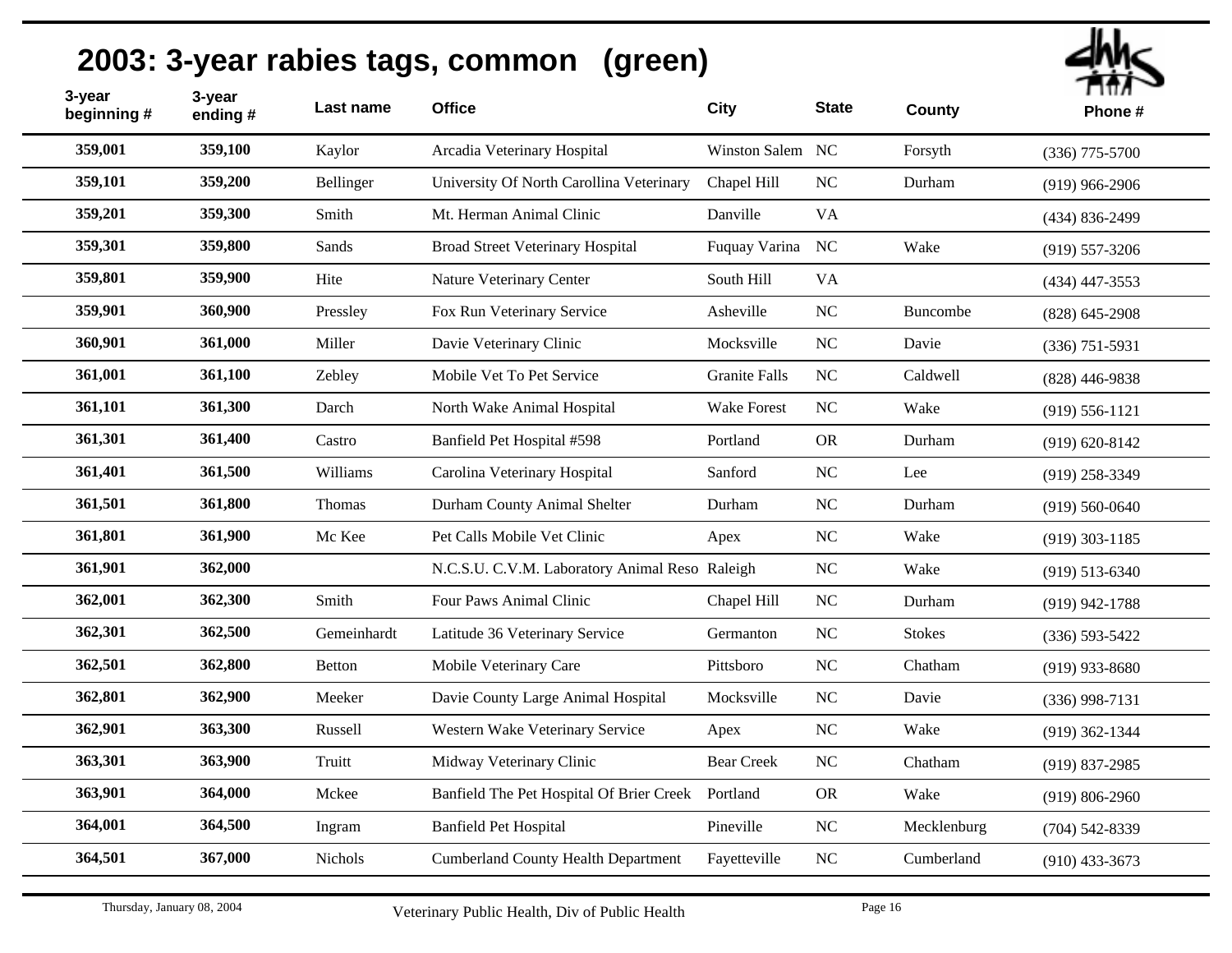## 2003: 3-year rabies tags, common (green)

| 3-year beginning # | 3-year ending # | Last name | Office | City | State | County | Phone # |
|---|---|---|---|---|---|---|---|
| 359,001 | 359,100 | Kaylor | Arcadia Veterinary Hospital | Winston Salem | NC | Forsyth | (336) 775-5700 |
| 359,101 | 359,200 | Bellinger | University Of North Carollina Veterinary | Chapel Hill | NC | Durham | (919) 966-2906 |
| 359,201 | 359,300 | Smith | Mt. Herman Animal Clinic | Danville | VA | | (434) 836-2499 |
| 359,301 | 359,800 | Sands | Broad Street Veterinary Hospital | Fuquay Varina | NC | Wake | (919) 557-3206 |
| 359,801 | 359,900 | Hite | Nature Veterinary Center | South Hill | VA | | (434) 447-3553 |
| 359,901 | 360,900 | Pressley | Fox Run Veterinary Service | Asheville | NC | Buncombe | (828) 645-2908 |
| 360,901 | 361,000 | Miller | Davie Veterinary Clinic | Mocksville | NC | Davie | (336) 751-5931 |
| 361,001 | 361,100 | Zebley | Mobile Vet To Pet Service | Granite Falls | NC | Caldwell | (828) 446-9838 |
| 361,101 | 361,300 | Darch | North Wake Animal Hospital | Wake Forest | NC | Wake | (919) 556-1121 |
| 361,301 | 361,400 | Castro | Banfield Pet Hospital #598 | Portland | OR | Durham | (919) 620-8142 |
| 361,401 | 361,500 | Williams | Carolina Veterinary Hospital | Sanford | NC | Lee | (919) 258-3349 |
| 361,501 | 361,800 | Thomas | Durham County Animal Shelter | Durham | NC | Durham | (919) 560-0640 |
| 361,801 | 361,900 | Mc Kee | Pet Calls Mobile Vet Clinic | Apex | NC | Wake | (919) 303-1185 |
| 361,901 | 362,000 | | N.C.S.U. C.V.M. Laboratory Animal Reso | Raleigh | NC | Wake | (919) 513-6340 |
| 362,001 | 362,300 | Smith | Four Paws Animal Clinic | Chapel Hill | NC | Durham | (919) 942-1788 |
| 362,301 | 362,500 | Gemeinhardt | Latitude 36 Veterinary Service | Germanton | NC | Stokes | (336) 593-5422 |
| 362,501 | 362,800 | Betton | Mobile Veterinary Care | Pittsboro | NC | Chatham | (919) 933-8680 |
| 362,801 | 362,900 | Meeker | Davie County Large Animal Hospital | Mocksville | NC | Davie | (336) 998-7131 |
| 362,901 | 363,300 | Russell | Western Wake Veterinary Service | Apex | NC | Wake | (919) 362-1344 |
| 363,301 | 363,900 | Truitt | Midway Veterinary Clinic | Bear Creek | NC | Chatham | (919) 837-2985 |
| 363,901 | 364,000 | Mckee | Banfield The Pet Hospital Of Brier Creek | Portland | OR | Wake | (919) 806-2960 |
| 364,001 | 364,500 | Ingram | Banfield Pet Hospital | Pineville | NC | Mecklenburg | (704) 542-8339 |
| 364,501 | 367,000 | Nichols | Cumberland County Health Department | Fayetteville | NC | Cumberland | (910) 433-3673 |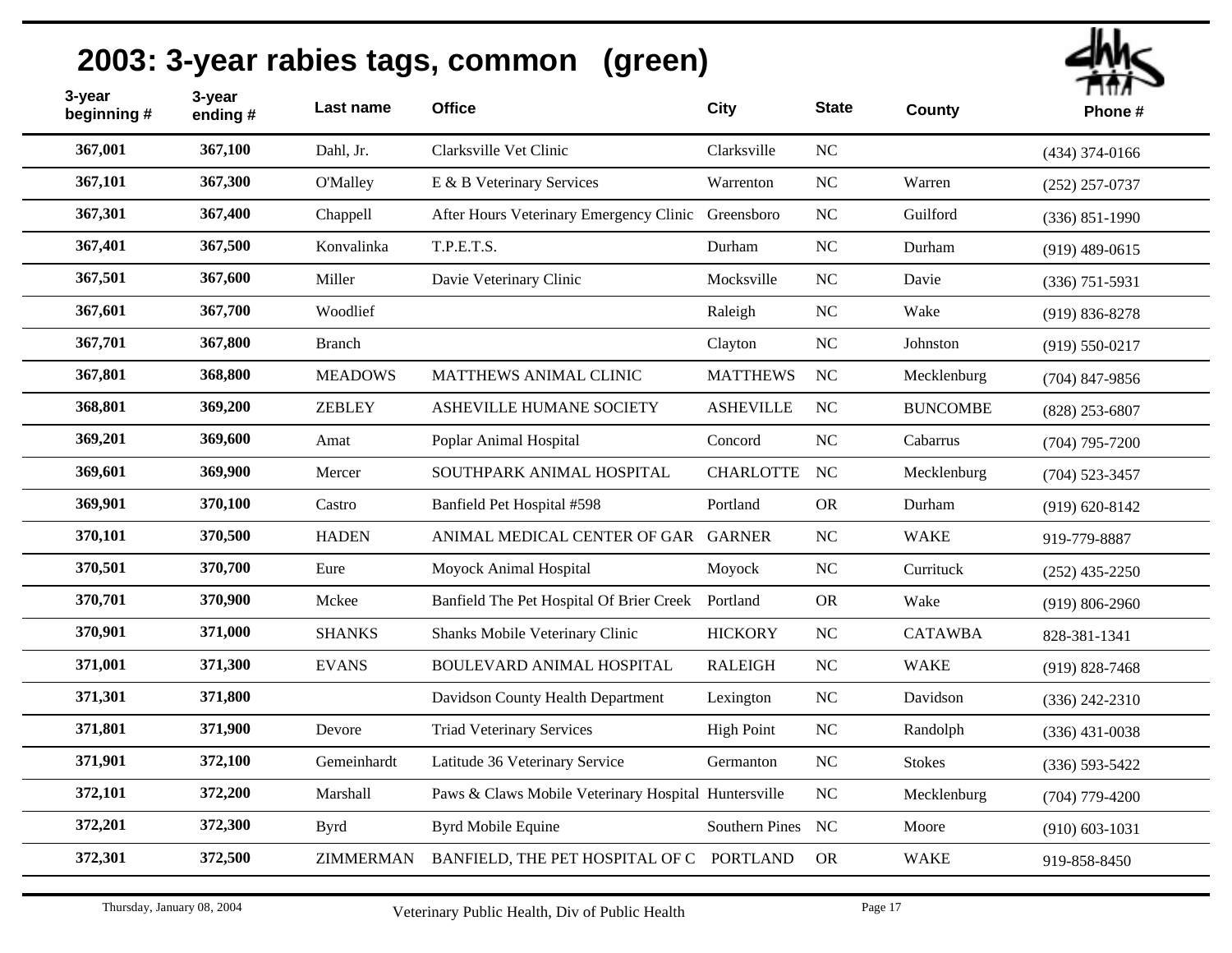# 2003: 3-year rabies tags, common (green)

| 3-year beginning # | 3-year ending # | Last name | Office | City | State | County | Phone # |
|---|---|---|---|---|---|---|---|
| 367,001 | 367,100 | Dahl, Jr. | Clarksville Vet Clinic | Clarksville | NC | | (434) 374-0166 |
| 367,101 | 367,300 | O'Malley | E & B Veterinary Services | Warrenton | NC | Warren | (252) 257-0737 |
| 367,301 | 367,400 | Chappell | After Hours Veterinary Emergency Clinic | Greensboro | NC | Guilford | (336) 851-1990 |
| 367,401 | 367,500 | Konvalinka | T.P.E.T.S. | Durham | NC | Durham | (919) 489-0615 |
| 367,501 | 367,600 | Miller | Davie Veterinary Clinic | Mocksville | NC | Davie | (336) 751-5931 |
| 367,601 | 367,700 | Woodlief | | Raleigh | NC | Wake | (919) 836-8278 |
| 367,701 | 367,800 | Branch | | Clayton | NC | Johnston | (919) 550-0217 |
| 367,801 | 368,800 | MEADOWS | MATTHEWS ANIMAL CLINIC | MATTHEWS | NC | Mecklenburg | (704) 847-9856 |
| 368,801 | 369,200 | ZEBLEY | ASHEVILLE HUMANE SOCIETY | ASHEVILLE | NC | BUNCOMBE | (828) 253-6807 |
| 369,201 | 369,600 | Amat | Poplar Animal Hospital | Concord | NC | Cabarrus | (704) 795-7200 |
| 369,601 | 369,900 | Mercer | SOUTHPARK ANIMAL HOSPITAL | CHARLOTTE | NC | Mecklenburg | (704) 523-3457 |
| 369,901 | 370,100 | Castro | Banfield Pet Hospital #598 | Portland | OR | Durham | (919) 620-8142 |
| 370,101 | 370,500 | HADEN | ANIMAL MEDICAL CENTER OF GAR | GARNER | NC | WAKE | 919-779-8887 |
| 370,501 | 370,700 | Eure | Moyock Animal Hospital | Moyock | NC | Currituck | (252) 435-2250 |
| 370,701 | 370,900 | Mckee | Banfield The Pet Hospital Of Brier Creek | Portland | OR | Wake | (919) 806-2960 |
| 370,901 | 371,000 | SHANKS | Shanks Mobile Veterinary Clinic | HICKORY | NC | CATAWBA | 828-381-1341 |
| 371,001 | 371,300 | EVANS | BOULEVARD ANIMAL HOSPITAL | RALEIGH | NC | WAKE | (919) 828-7468 |
| 371,301 | 371,800 | | Davidson County Health Department | Lexington | NC | Davidson | (336) 242-2310 |
| 371,801 | 371,900 | Devore | Triad Veterinary Services | High Point | NC | Randolph | (336) 431-0038 |
| 371,901 | 372,100 | Gemeinhardt | Latitude 36 Veterinary Service | Germanton | NC | Stokes | (336) 593-5422 |
| 372,101 | 372,200 | Marshall | Paws & Claws Mobile Veterinary Hospital | Huntersville | NC | Mecklenburg | (704) 779-4200 |
| 372,201 | 372,300 | Byrd | Byrd Mobile Equine | Southern Pines | NC | Moore | (910) 603-1031 |
| 372,301 | 372,500 | ZIMMERMAN | BANFIELD, THE PET HOSPITAL OF C | PORTLAND | OR | WAKE | 919-858-8450 |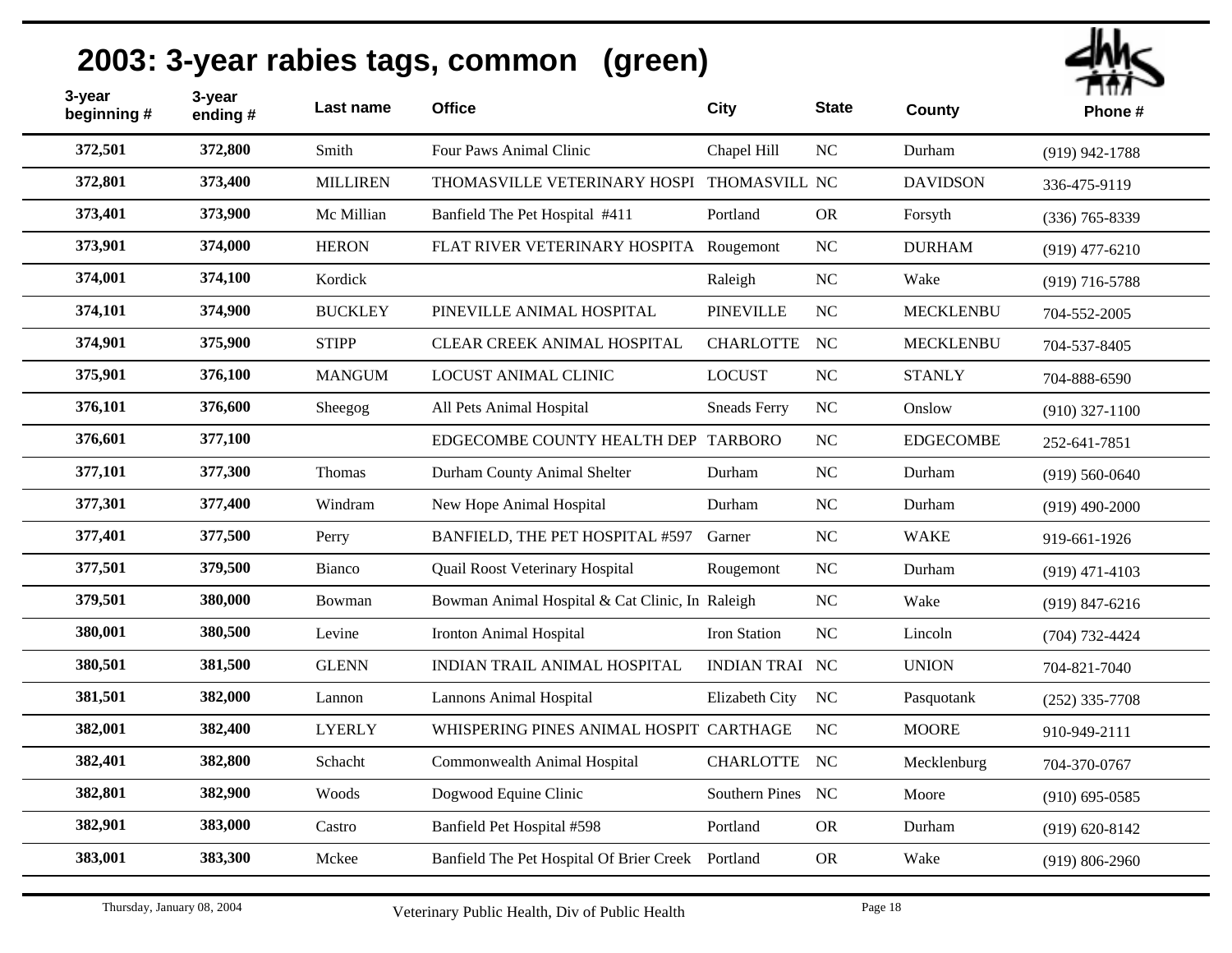# 2003: 3-year rabies tags, common (green)

| 3-year beginning # | 3-year ending # | Last name | Office | City | State | County | Phone # |
|---|---|---|---|---|---|---|---|
| 372,501 | 372,800 | Smith | Four Paws Animal Clinic | Chapel Hill | NC | Durham | (919) 942-1788 |
| 372,801 | 373,400 | MILLIREN | THOMASVILLE VETERINARY HOSPI | THOMASVILL | NC | DAVIDSON | 336-475-9119 |
| 373,401 | 373,900 | Mc Millian | Banfield The Pet Hospital #411 | Portland | OR | Forsyth | (336) 765-8339 |
| 373,901 | 374,000 | HERON | FLAT RIVER VETERINARY HOSPITA | Rougemont | NC | DURHAM | (919) 477-6210 |
| 374,001 | 374,100 | Kordick | | Raleigh | NC | Wake | (919) 716-5788 |
| 374,101 | 374,900 | BUCKLEY | PINEVILLE ANIMAL HOSPITAL | PINEVILLE | NC | MECKLENBU | 704-552-2005 |
| 374,901 | 375,900 | STIPP | CLEAR CREEK ANIMAL HOSPITAL | CHARLOTTE | NC | MECKLENBU | 704-537-8405 |
| 375,901 | 376,100 | MANGUM | LOCUST ANIMAL CLINIC | LOCUST | NC | STANLY | 704-888-6590 |
| 376,101 | 376,600 | Sheegog | All Pets Animal Hospital | Sneads Ferry | NC | Onslow | (910) 327-1100 |
| 376,601 | 377,100 | | EDGECOMBE COUNTY HEALTH DEP | TARBORO | NC | EDGECOMBE | 252-641-7851 |
| 377,101 | 377,300 | Thomas | Durham County Animal Shelter | Durham | NC | Durham | (919) 560-0640 |
| 377,301 | 377,400 | Windram | New Hope Animal Hospital | Durham | NC | Durham | (919) 490-2000 |
| 377,401 | 377,500 | Perry | BANFIELD, THE PET HOSPITAL #597 | Garner | NC | WAKE | 919-661-1926 |
| 377,501 | 379,500 | Bianco | Quail Roost Veterinary Hospital | Rougemont | NC | Durham | (919) 471-4103 |
| 379,501 | 380,000 | Bowman | Bowman Animal Hospital & Cat Clinic, In | Raleigh | NC | Wake | (919) 847-6216 |
| 380,001 | 380,500 | Levine | Ironton Animal Hospital | Iron Station | NC | Lincoln | (704) 732-4424 |
| 380,501 | 381,500 | GLENN | INDIAN TRAIL ANIMAL HOSPITAL | INDIAN TRAI | NC | UNION | 704-821-7040 |
| 381,501 | 382,000 | Lannon | Lannons Animal Hospital | Elizabeth City | NC | Pasquotank | (252) 335-7708 |
| 382,001 | 382,400 | LYERLY | WHISPERING PINES ANIMAL HOSPIT | CARTHAGE | NC | MOORE | 910-949-2111 |
| 382,401 | 382,800 | Schacht | Commonwealth Animal Hospital | CHARLOTTE | NC | Mecklenburg | 704-370-0767 |
| 382,801 | 382,900 | Woods | Dogwood Equine Clinic | Southern Pines | NC | Moore | (910) 695-0585 |
| 382,901 | 383,000 | Castro | Banfield Pet Hospital #598 | Portland | OR | Durham | (919) 620-8142 |
| 383,001 | 383,300 | Mckee | Banfield The Pet Hospital Of Brier Creek | Portland | OR | Wake | (919) 806-2960 |

Thursday, January 08, 2004 — Veterinary Public Health, Div of Public Health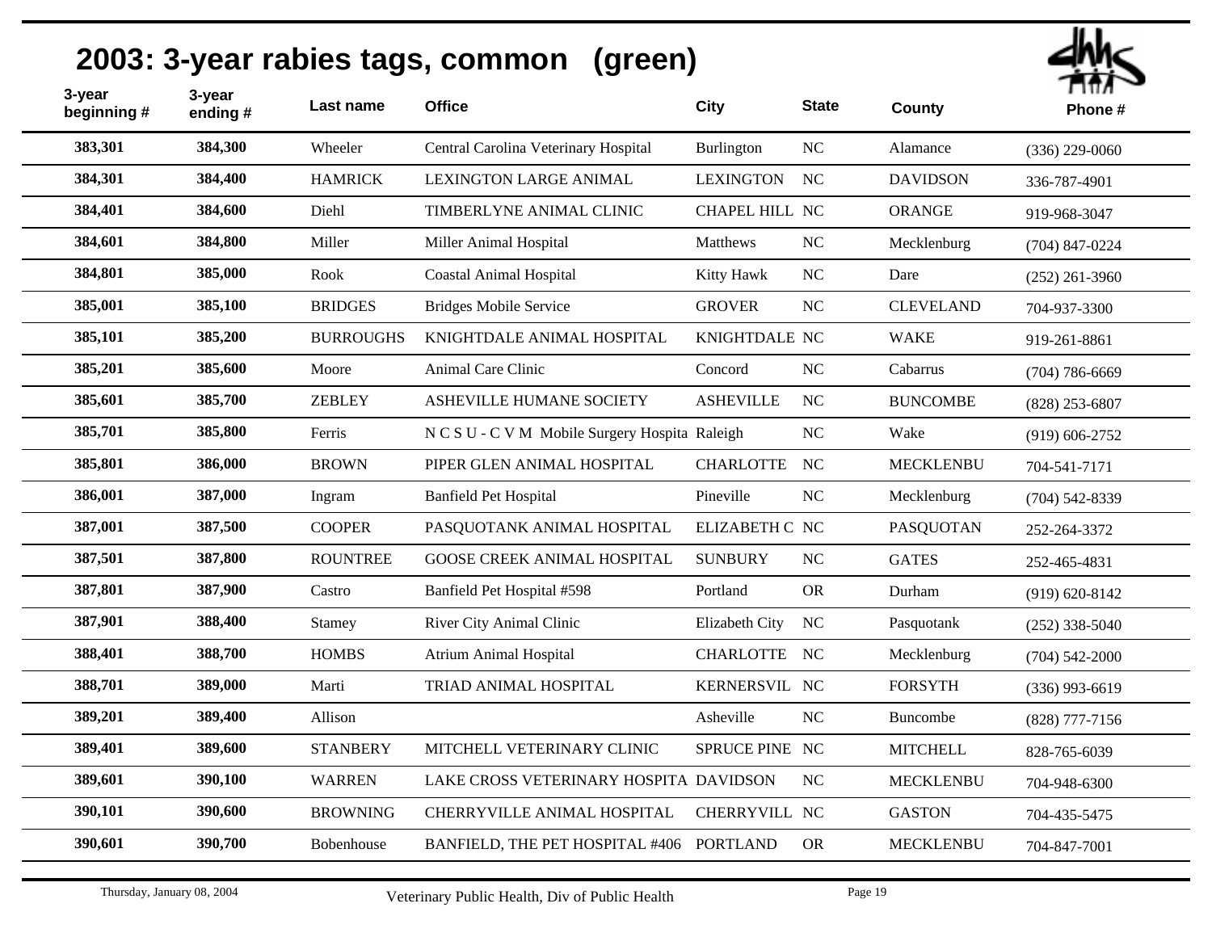# 2003: 3-year rabies tags, common (green)

| 3-year beginning # | 3-year ending # | Last name | Office | City | State | County | Phone # |
|---|---|---|---|---|---|---|---|
| 383,301 | 384,300 | Wheeler | Central Carolina Veterinary Hospital | Burlington | NC | Alamance | (336) 229-0060 |
| 384,301 | 384,400 | HAMRICK | LEXINGTON LARGE ANIMAL | LEXINGTON | NC | DAVIDSON | 336-787-4901 |
| 384,401 | 384,600 | Diehl | TIMBERLYNE ANIMAL CLINIC | CHAPEL HILL | NC | ORANGE | 919-968-3047 |
| 384,601 | 384,800 | Miller | Miller Animal Hospital | Matthews | NC | Mecklenburg | (704) 847-0224 |
| 384,801 | 385,000 | Rook | Coastal Animal Hospital | Kitty Hawk | NC | Dare | (252) 261-3960 |
| 385,001 | 385,100 | BRIDGES | Bridges Mobile Service | GROVER | NC | CLEVELAND | 704-937-3300 |
| 385,101 | 385,200 | BURROUGHS | KNIGHTDALE ANIMAL HOSPITAL | KNIGHTDALE | NC | WAKE | 919-261-8861 |
| 385,201 | 385,600 | Moore | Animal Care Clinic | Concord | NC | Cabarrus | (704) 786-6669 |
| 385,601 | 385,700 | ZEBLEY | ASHEVILLE HUMANE SOCIETY | ASHEVILLE | NC | BUNCOMBE | (828) 253-6807 |
| 385,701 | 385,800 | Ferris | N C S U - C V M Mobile Surgery Hospita | Raleigh | NC | Wake | (919) 606-2752 |
| 385,801 | 386,000 | BROWN | PIPER GLEN ANIMAL HOSPITAL | CHARLOTTE | NC | MECKLENBU | 704-541-7171 |
| 386,001 | 387,000 | Ingram | Banfield Pet Hospital | Pineville | NC | Mecklenburg | (704) 542-8339 |
| 387,001 | 387,500 | COOPER | PASQUOTANK ANIMAL HOSPITAL | ELIZABETH C | NC | PASQUOTAN | 252-264-3372 |
| 387,501 | 387,800 | ROUNTREE | GOOSE CREEK ANIMAL HOSPITAL | SUNBURY | NC | GATES | 252-465-4831 |
| 387,801 | 387,900 | Castro | Banfield Pet Hospital #598 | Portland | OR | Durham | (919) 620-8142 |
| 387,901 | 388,400 | Stamey | River City Animal Clinic | Elizabeth City | NC | Pasquotank | (252) 338-5040 |
| 388,401 | 388,700 | HOMBS | Atrium Animal Hospital | CHARLOTTE | NC | Mecklenburg | (704) 542-2000 |
| 388,701 | 389,000 | Marti | TRIAD ANIMAL HOSPITAL | KERNERSVIL | NC | FORSYTH | (336) 993-6619 |
| 389,201 | 389,400 | Allison | | Asheville | NC | Buncombe | (828) 777-7156 |
| 389,401 | 389,600 | STANBERY | MITCHELL VETERINARY CLINIC | SPRUCE PINE | NC | MITCHELL | 828-765-6039 |
| 389,601 | 390,100 | WARREN | LAKE CROSS VETERINARY HOSPITA | DAVIDSON | NC | MECKLENBU | 704-948-6300 |
| 390,101 | 390,600 | BROWNING | CHERRYVILLE ANIMAL HOSPITAL | CHERRYVILL | NC | GASTON | 704-435-5475 |
| 390,601 | 390,700 | Bobenhouse | BANFIELD, THE PET HOSPITAL #406 | PORTLAND | OR | MECKLENBU | 704-847-7001 |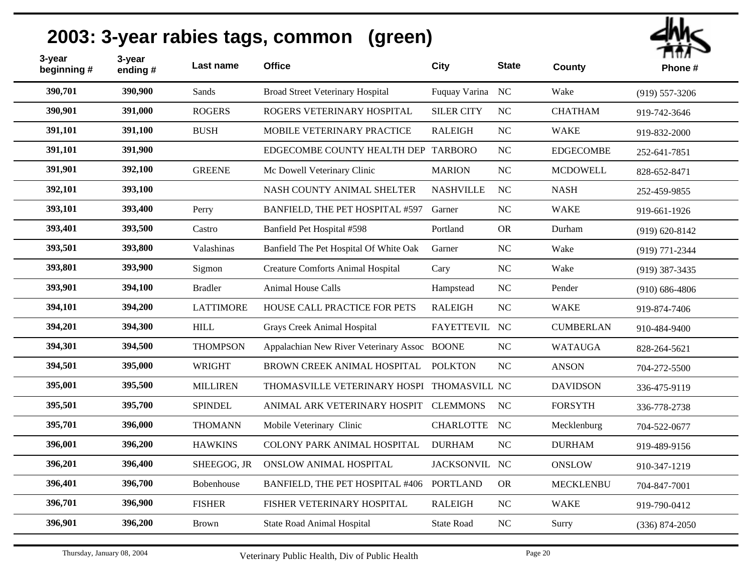# 2003: 3-year rabies tags, common (green)

| 3-year beginning # | 3-year ending # | Last name | Office | City | State | County | Phone # |
|---|---|---|---|---|---|---|---|
| 390,701 | 390,900 | Sands | Broad Street Veterinary Hospital | Fuquay Varina | NC | Wake | (919) 557-3206 |
| 390,901 | 391,000 | ROGERS | ROGERS VETERINARY HOSPITAL | SILER CITY | NC | CHATHAM | 919-742-3646 |
| 391,101 | 391,100 | BUSH | MOBILE VETERINARY PRACTICE | RALEIGH | NC | WAKE | 919-832-2000 |
| 391,101 | 391,900 | | EDGECOMBE COUNTY HEALTH DEP | TARBORO | NC | EDGECOMBE | 252-641-7851 |
| 391,901 | 392,100 | GREENE | Mc Dowell Veterinary Clinic | MARION | NC | MCDOWELL | 828-652-8471 |
| 392,101 | 393,100 | | NASH COUNTY ANIMAL SHELTER | NASHVILLE | NC | NASH | 252-459-9855 |
| 393,101 | 393,400 | Perry | BANFIELD, THE PET HOSPITAL #597 | Garner | NC | WAKE | 919-661-1926 |
| 393,401 | 393,500 | Castro | Banfield Pet Hospital #598 | Portland | OR | Durham | (919) 620-8142 |
| 393,501 | 393,800 | Valashinas | Banfield The Pet Hospital Of White Oak | Garner | NC | Wake | (919) 771-2344 |
| 393,801 | 393,900 | Sigmon | Creature Comforts Animal Hospital | Cary | NC | Wake | (919) 387-3435 |
| 393,901 | 394,100 | Bradler | Animal House Calls | Hampstead | NC | Pender | (910) 686-4806 |
| 394,101 | 394,200 | LATTIMORE | HOUSE CALL PRACTICE FOR PETS | RALEIGH | NC | WAKE | 919-874-7406 |
| 394,201 | 394,300 | HILL | Grays Creek Animal Hospital | FAYETTEVIL | NC | CUMBERLAN | 910-484-9400 |
| 394,301 | 394,500 | THOMPSON | Appalachian New River Veterinary Assoc | BOONE | NC | WATAUGA | 828-264-5621 |
| 394,501 | 395,000 | WRIGHT | BROWN CREEK ANIMAL HOSPITAL | POLKTON | NC | ANSON | 704-272-5500 |
| 395,001 | 395,500 | MILLIREN | THOMASVILLE VETERINARY HOSPI | THOMASVILL | NC | DAVIDSON | 336-475-9119 |
| 395,501 | 395,700 | SPINDEL | ANIMAL ARK VETERINARY HOSPIT | CLEMMONS | NC | FORSYTH | 336-778-2738 |
| 395,701 | 396,000 | THOMANN | Mobile Veterinary Clinic | CHARLOTTE | NC | Mecklenburg | 704-522-0677 |
| 396,001 | 396,200 | HAWKINS | COLONY PARK ANIMAL HOSPITAL | DURHAM | NC | DURHAM | 919-489-9156 |
| 396,201 | 396,400 | SHEEGOG, JR | ONSLOW ANIMAL HOSPITAL | JACKSONVIL | NC | ONSLOW | 910-347-1219 |
| 396,401 | 396,700 | Bobenhouse | BANFIELD, THE PET HOSPITAL #406 | PORTLAND | OR | MECKLENBU | 704-847-7001 |
| 396,701 | 396,900 | FISHER | FISHER VETERINARY HOSPITAL | RALEIGH | NC | WAKE | 919-790-0412 |
| 396,901 | 396,200 | Brown | State Road Animal Hospital | State Road | NC | Surry | (336) 874-2050 |

Thursday, January 08, 2004 — Veterinary Public Health, Div of Public Health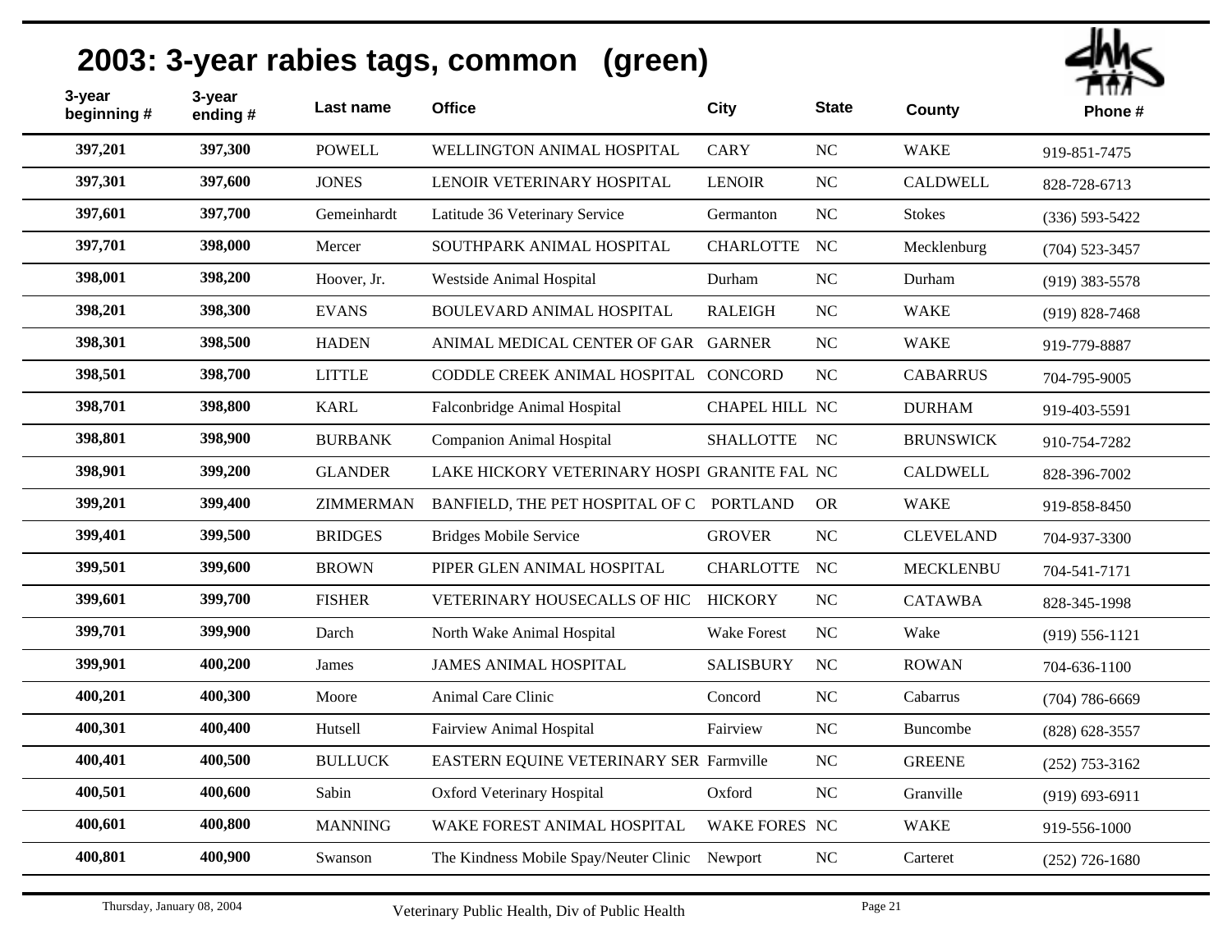# 2003: 3-year rabies tags, common (green)

| 3-year beginning # | 3-year ending # | Last name | Office | City | State | County | Phone # |
|---|---|---|---|---|---|---|---|
| 397,201 | 397,300 | POWELL | WELLINGTON ANIMAL HOSPITAL | CARY | NC | WAKE | 919-851-7475 |
| 397,301 | 397,600 | JONES | LENOIR VETERINARY HOSPITAL | LENOIR | NC | CALDWELL | 828-728-6713 |
| 397,601 | 397,700 | Gemeinhardt | Latitude 36 Veterinary Service | Germanton | NC | Stokes | (336) 593-5422 |
| 397,701 | 398,000 | Mercer | SOUTHPARK ANIMAL HOSPITAL | CHARLOTTE | NC | Mecklenburg | (704) 523-3457 |
| 398,001 | 398,200 | Hoover, Jr. | Westside Animal Hospital | Durham | NC | Durham | (919) 383-5578 |
| 398,201 | 398,300 | EVANS | BOULEVARD ANIMAL HOSPITAL | RALEIGH | NC | WAKE | (919) 828-7468 |
| 398,301 | 398,500 | HADEN | ANIMAL MEDICAL CENTER OF GAR | GARNER | NC | WAKE | 919-779-8887 |
| 398,501 | 398,700 | LITTLE | CODDLE CREEK ANIMAL HOSPITAL | CONCORD | NC | CABARRUS | 704-795-9005 |
| 398,701 | 398,800 | KARL | Falconbridge Animal Hospital | CHAPEL HILL | NC | DURHAM | 919-403-5591 |
| 398,801 | 398,900 | BURBANK | Companion Animal Hospital | SHALLOTTE | NC | BRUNSWICK | 910-754-7282 |
| 398,901 | 399,200 | GLANDER | LAKE HICKORY VETERINARY HOSPI | GRANITE FAL | NC | CALDWELL | 828-396-7002 |
| 399,201 | 399,400 | ZIMMERMAN | BANFIELD, THE PET HOSPITAL OF C | PORTLAND | OR | WAKE | 919-858-8450 |
| 399,401 | 399,500 | BRIDGES | Bridges Mobile Service | GROVER | NC | CLEVELAND | 704-937-3300 |
| 399,501 | 399,600 | BROWN | PIPER GLEN ANIMAL HOSPITAL | CHARLOTTE | NC | MECKLENBU | 704-541-7171 |
| 399,601 | 399,700 | FISHER | VETERINARY HOUSECALLS OF HIC | HICKORY | NC | CATAWBA | 828-345-1998 |
| 399,701 | 399,900 | Darch | North Wake Animal Hospital | Wake Forest | NC | Wake | (919) 556-1121 |
| 399,901 | 400,200 | James | JAMES ANIMAL HOSPITAL | SALISBURY | NC | ROWAN | 704-636-1100 |
| 400,201 | 400,300 | Moore | Animal Care Clinic | Concord | NC | Cabarrus | (704) 786-6669 |
| 400,301 | 400,400 | Hutsell | Fairview Animal Hospital | Fairview | NC | Buncombe | (828) 628-3557 |
| 400,401 | 400,500 | BULLUCK | EASTERN EQUINE VETERINARY SER | Farmville | NC | GREENE | (252) 753-3162 |
| 400,501 | 400,600 | Sabin | Oxford Veterinary Hospital | Oxford | NC | Granville | (919) 693-6911 |
| 400,601 | 400,800 | MANNING | WAKE FOREST ANIMAL HOSPITAL | WAKE FORES | NC | WAKE | 919-556-1000 |
| 400,801 | 400,900 | Swanson | The Kindness Mobile Spay/Neuter Clinic | Newport | NC | Carteret | (252) 726-1680 |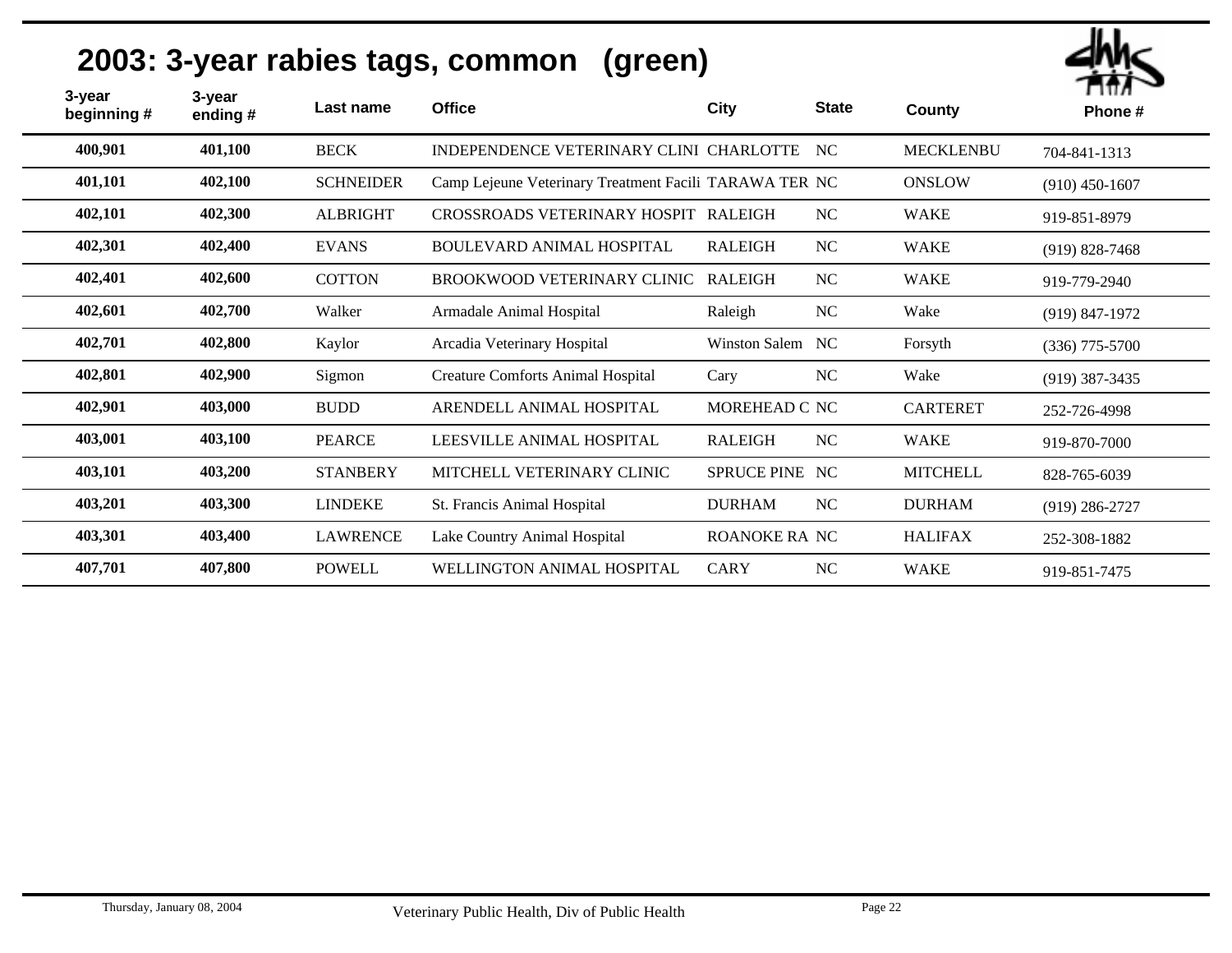## 2003: 3-year rabies tags, common (green)

| 3-year beginning # | 3-year ending # | Last name | Office | City | State | County | Phone # |
|---|---|---|---|---|---|---|---|
| **400,901** | **401,100** | BECK | INDEPENDENCE VETERINARY CLINI | CHARLOTTE | NC | MECKLENBU | 704-841-1313 |
| **401,101** | **402,100** | SCHNEIDER | Camp Lejeune Veterinary Treatment Facili | TARAWA TER | NC | ONSLOW | (910) 450-1607 |
| **402,101** | **402,300** | ALBRIGHT | CROSSROADS VETERINARY HOSPIT | RALEIGH | NC | WAKE | 919-851-8979 |
| **402,301** | **402,400** | EVANS | BOULEVARD ANIMAL HOSPITAL | RALEIGH | NC | WAKE | (919) 828-7468 |
| **402,401** | **402,600** | COTTON | BROOKWOOD VETERINARY CLINIC | RALEIGH | NC | WAKE | 919-779-2940 |
| **402,601** | **402,700** | Walker | Armadale Animal Hospital | Raleigh | NC | Wake | (919) 847-1972 |
| **402,701** | **402,800** | Kaylor | Arcadia Veterinary Hospital | Winston Salem | NC | Forsyth | (336) 775-5700 |
| **402,801** | **402,900** | Sigmon | Creature Comforts Animal Hospital | Cary | NC | Wake | (919) 387-3435 |
| **402,901** | **403,000** | BUDD | ARENDELL ANIMAL HOSPITAL | MOREHEAD C | NC | CARTERET | 252-726-4998 |
| **403,001** | **403,100** | PEARCE | LEESVILLE ANIMAL HOSPITAL | RALEIGH | NC | WAKE | 919-870-7000 |
| **403,101** | **403,200** | STANBERY | MITCHELL VETERINARY CLINIC | SPRUCE PINE | NC | MITCHELL | 828-765-6039 |
| **403,201** | **403,300** | LINDEKE | St. Francis Animal Hospital | DURHAM | NC | DURHAM | (919) 286-2727 |
| **403,301** | **403,400** | LAWRENCE | Lake Country Animal Hospital | ROANOKE RA | NC | HALIFAX | 252-308-1882 |
| **407,701** | **407,800** | POWELL | WELLINGTON ANIMAL HOSPITAL | CARY | NC | WAKE | 919-851-7475 |

Thursday, January 08, 2004 — Veterinary Public Health, Div of Public Health